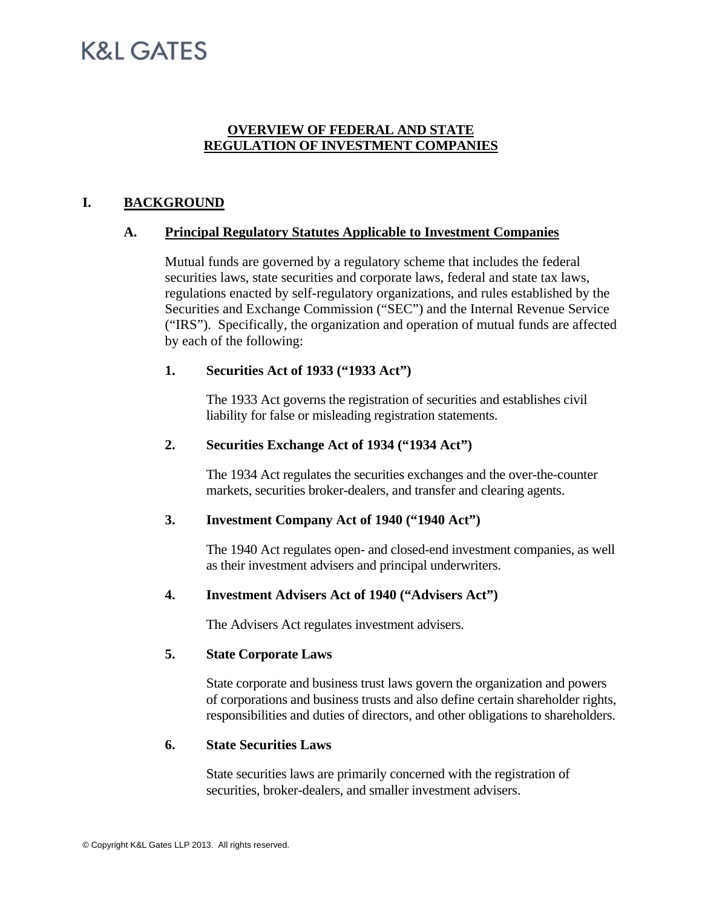K&L GATES

# OVERVIEW OF FEDERAL AND STATE REGULATION OF INVESTMENT COMPANIES

## I. BACKGROUND

### A. Principal Regulatory Statutes Applicable to Investment Companies

Mutual funds are governed by a regulatory scheme that includes the federal securities laws, state securities and corporate laws, federal and state tax laws, regulations enacted by self-regulatory organizations, and rules established by the Securities and Exchange Commission ("SEC") and the Internal Revenue Service ("IRS"). Specifically, the organization and operation of mutual funds are affected by each of the following:

#### 1. Securities Act of 1933 ("1933 Act")

The 1933 Act governs the registration of securities and establishes civil liability for false or misleading registration statements.

#### 2. Securities Exchange Act of 1934 ("1934 Act")

The 1934 Act regulates the securities exchanges and the over-the-counter markets, securities broker-dealers, and transfer and clearing agents.

#### 3. Investment Company Act of 1940 ("1940 Act")

The 1940 Act regulates open- and closed-end investment companies, as well as their investment advisers and principal underwriters.

#### 4. Investment Advisers Act of 1940 ("Advisers Act")

The Advisers Act regulates investment advisers.

#### 5. State Corporate Laws

State corporate and business trust laws govern the organization and powers of corporations and business trusts and also define certain shareholder rights, responsibilities and duties of directors, and other obligations to shareholders.

#### 6. State Securities Laws

State securities laws are primarily concerned with the registration of securities, broker-dealers, and smaller investment advisers.

© Copyright K&L Gates LLP 2013. All rights reserved.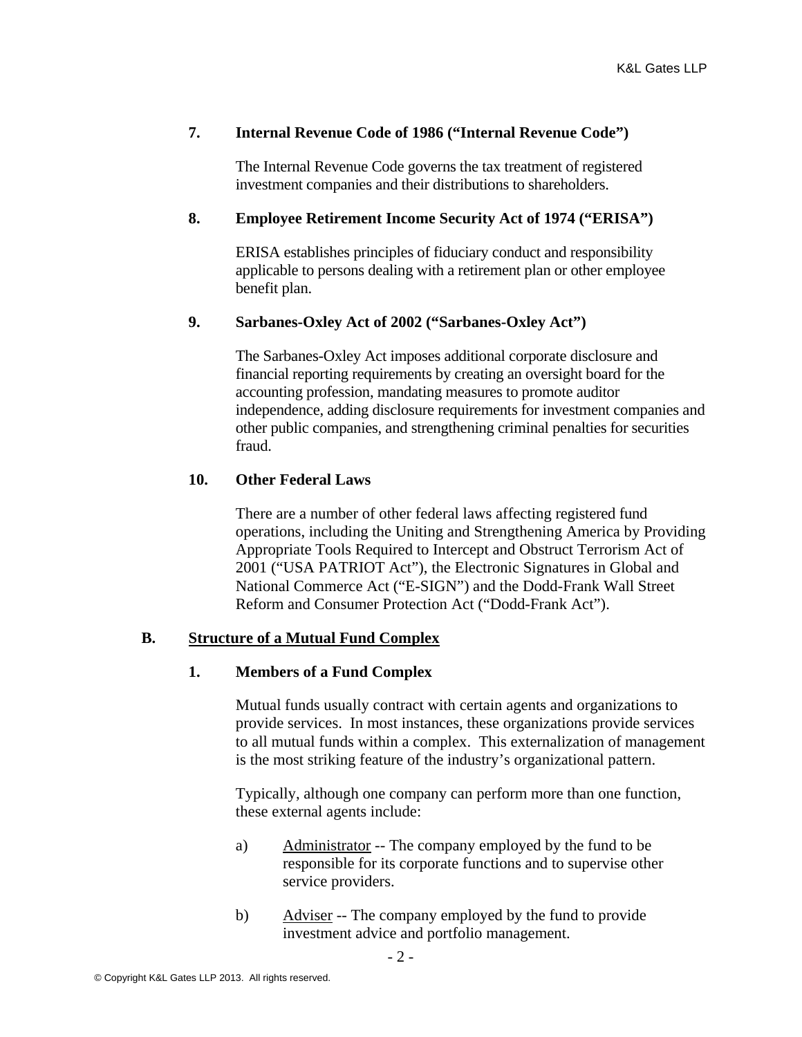### 7. Internal Revenue Code of 1986 ("Internal Revenue Code")

The Internal Revenue Code governs the tax treatment of registered investment companies and their distributions to shareholders.

### 8. Employee Retirement Income Security Act of 1974 ("ERISA")

ERISA establishes principles of fiduciary conduct and responsibility applicable to persons dealing with a retirement plan or other employee benefit plan.

### 9. Sarbanes-Oxley Act of 2002 ("Sarbanes-Oxley Act")

The Sarbanes-Oxley Act imposes additional corporate disclosure and financial reporting requirements by creating an oversight board for the accounting profession, mandating measures to promote auditor independence, adding disclosure requirements for investment companies and other public companies, and strengthening criminal penalties for securities fraud.

### 10. Other Federal Laws

There are a number of other federal laws affecting registered fund operations, including the Uniting and Strengthening America by Providing Appropriate Tools Required to Intercept and Obstruct Terrorism Act of 2001 ("USA PATRIOT Act"), the Electronic Signatures in Global and National Commerce Act ("E-SIGN") and the Dodd-Frank Wall Street Reform and Consumer Protection Act ("Dodd-Frank Act").

## B. Structure of a Mutual Fund Complex

### 1. Members of a Fund Complex

Mutual funds usually contract with certain agents and organizations to provide services. In most instances, these organizations provide services to all mutual funds within a complex. This externalization of management is the most striking feature of the industry's organizational pattern.

Typically, although one company can perform more than one function, these external agents include:

a) Administrator -- The company employed by the fund to be responsible for its corporate functions and to supervise other service providers.

b) Adviser -- The company employed by the fund to provide investment advice and portfolio management.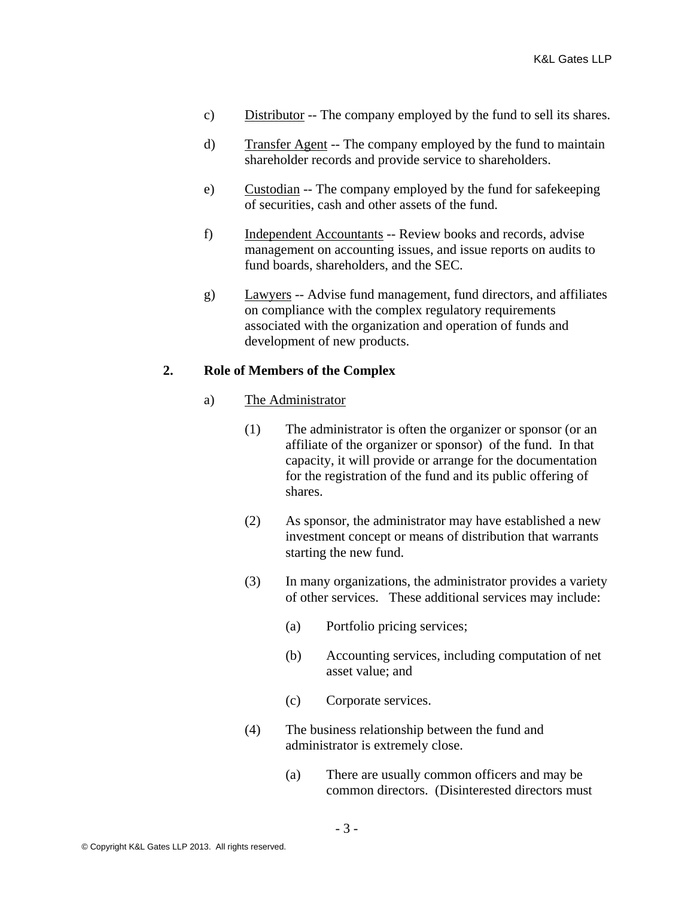c) Distributor -- The company employed by the fund to sell its shares.

d) Transfer Agent -- The company employed by the fund to maintain shareholder records and provide service to shareholders.

e) Custodian -- The company employed by the fund for safekeeping of securities, cash and other assets of the fund.

f) Independent Accountants -- Review books and records, advise management on accounting issues, and issue reports on audits to fund boards, shareholders, and the SEC.

g) Lawyers -- Advise fund management, fund directors, and affiliates on compliance with the complex regulatory requirements associated with the organization and operation of funds and development of new products.

**2. Role of Members of the Complex**

a) The Administrator

(1) The administrator is often the organizer or sponsor (or an affiliate of the organizer or sponsor) of the fund. In that capacity, it will provide or arrange for the documentation for the registration of the fund and its public offering of shares.

(2) As sponsor, the administrator may have established a new investment concept or means of distribution that warrants starting the new fund.

(3) In many organizations, the administrator provides a variety of other services. These additional services may include:

(a) Portfolio pricing services;

(b) Accounting services, including computation of net asset value; and

(c) Corporate services.

(4) The business relationship between the fund and administrator is extremely close.

(a) There are usually common officers and may be common directors. (Disinterested directors must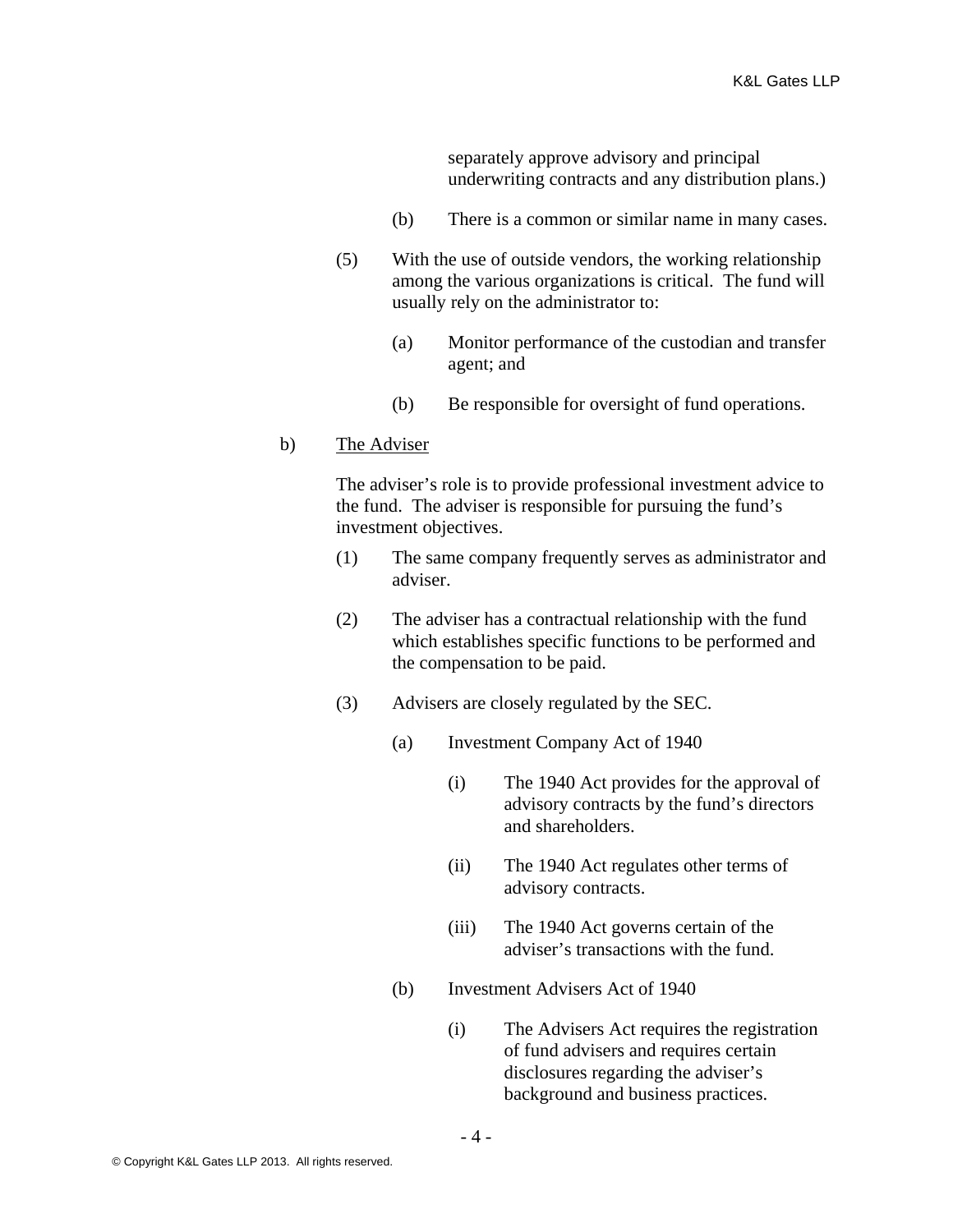separately approve advisory and principal underwriting contracts and any distribution plans.)

   (b) There is a common or similar name in many cases.

(5) With the use of outside vendors, the working relationship among the various organizations is critical. The fund will usually rely on the administrator to:

   (a) Monitor performance of the custodian and transfer agent; and

   (b) Be responsible for oversight of fund operations.

b) <u>The Adviser</u>

The adviser's role is to provide professional investment advice to the fund. The adviser is responsible for pursuing the fund's investment objectives.

(1) The same company frequently serves as administrator and adviser.

(2) The adviser has a contractual relationship with the fund which establishes specific functions to be performed and the compensation to be paid.

(3) Advisers are closely regulated by the SEC.

   (a) Investment Company Act of 1940

      (i) The 1940 Act provides for the approval of advisory contracts by the fund's directors and shareholders.

      (ii) The 1940 Act regulates other terms of advisory contracts.

      (iii) The 1940 Act governs certain of the adviser's transactions with the fund.

   (b) Investment Advisers Act of 1940

      (i) The Advisers Act requires the registration of fund advisers and requires certain disclosures regarding the adviser's background and business practices.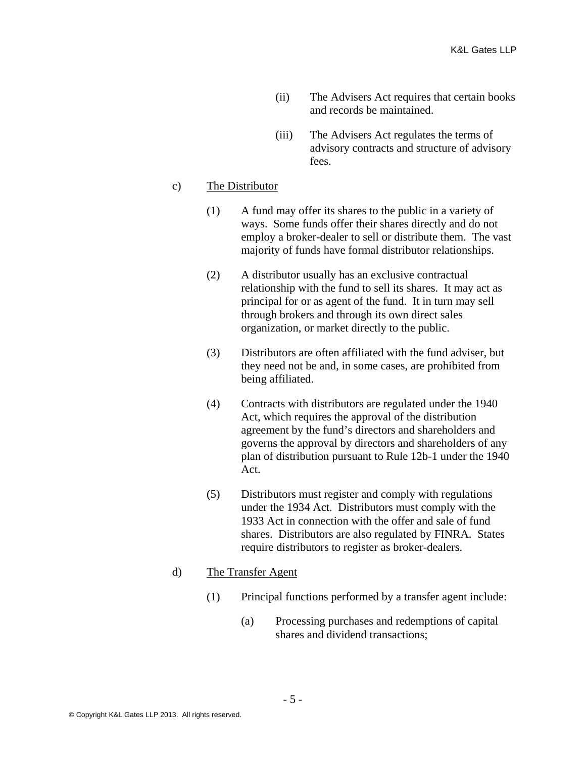(ii) The Advisers Act requires that certain books and records be maintained.

(iii) The Advisers Act regulates the terms of advisory contracts and structure of advisory fees.

c) <u>The Distributor</u>

(1) A fund may offer its shares to the public in a variety of ways. Some funds offer their shares directly and do not employ a broker-dealer to sell or distribute them. The vast majority of funds have formal distributor relationships.

(2) A distributor usually has an exclusive contractual relationship with the fund to sell its shares. It may act as principal for or as agent of the fund. It in turn may sell through brokers and through its own direct sales organization, or market directly to the public.

(3) Distributors are often affiliated with the fund adviser, but they need not be and, in some cases, are prohibited from being affiliated.

(4) Contracts with distributors are regulated under the 1940 Act, which requires the approval of the distribution agreement by the fund's directors and shareholders and governs the approval by directors and shareholders of any plan of distribution pursuant to Rule 12b-1 under the 1940 Act.

(5) Distributors must register and comply with regulations under the 1934 Act. Distributors must comply with the 1933 Act in connection with the offer and sale of fund shares. Distributors are also regulated by FINRA. States require distributors to register as broker-dealers.

d) <u>The Transfer Agent</u>

(1) Principal functions performed by a transfer agent include:

(a) Processing purchases and redemptions of capital shares and dividend transactions;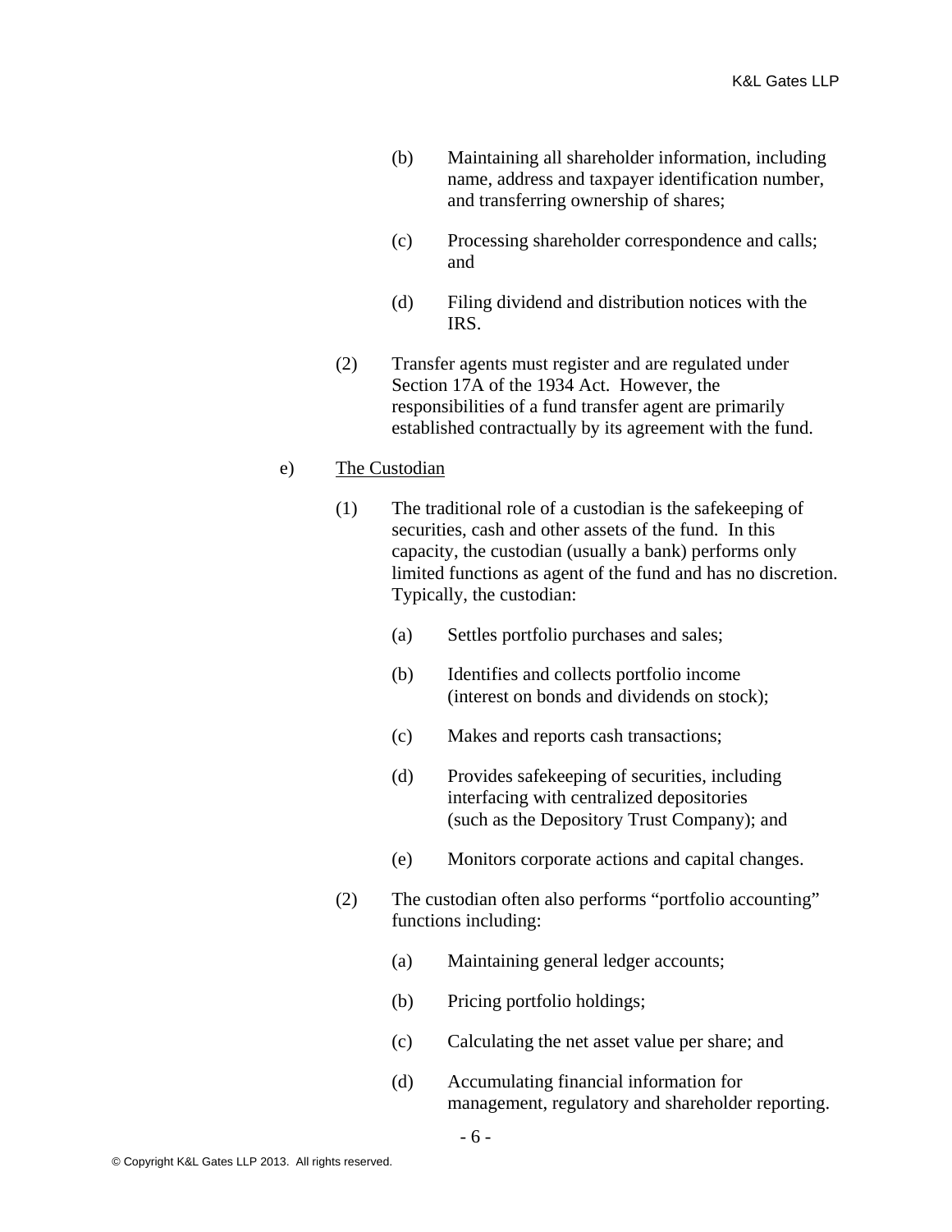- (b) Maintaining all shareholder information, including name, address and taxpayer identification number, and transferring ownership of shares;
- (c) Processing shareholder correspondence and calls; and
- (d) Filing dividend and distribution notices with the IRS.

(2) Transfer agents must register and are regulated under Section 17A of the 1934 Act. However, the responsibilities of a fund transfer agent are primarily established contractually by its agreement with the fund.

e) <u>The Custodian</u>

(1) The traditional role of a custodian is the safekeeping of securities, cash and other assets of the fund. In this capacity, the custodian (usually a bank) performs only limited functions as agent of the fund and has no discretion. Typically, the custodian:

- (a) Settles portfolio purchases and sales;
- (b) Identifies and collects portfolio income (interest on bonds and dividends on stock);
- (c) Makes and reports cash transactions;
- (d) Provides safekeeping of securities, including interfacing with centralized depositories (such as the Depository Trust Company); and
- (e) Monitors corporate actions and capital changes.

(2) The custodian often also performs "portfolio accounting" functions including:

- (a) Maintaining general ledger accounts;
- (b) Pricing portfolio holdings;
- (c) Calculating the net asset value per share; and
- (d) Accumulating financial information for management, regulatory and shareholder reporting.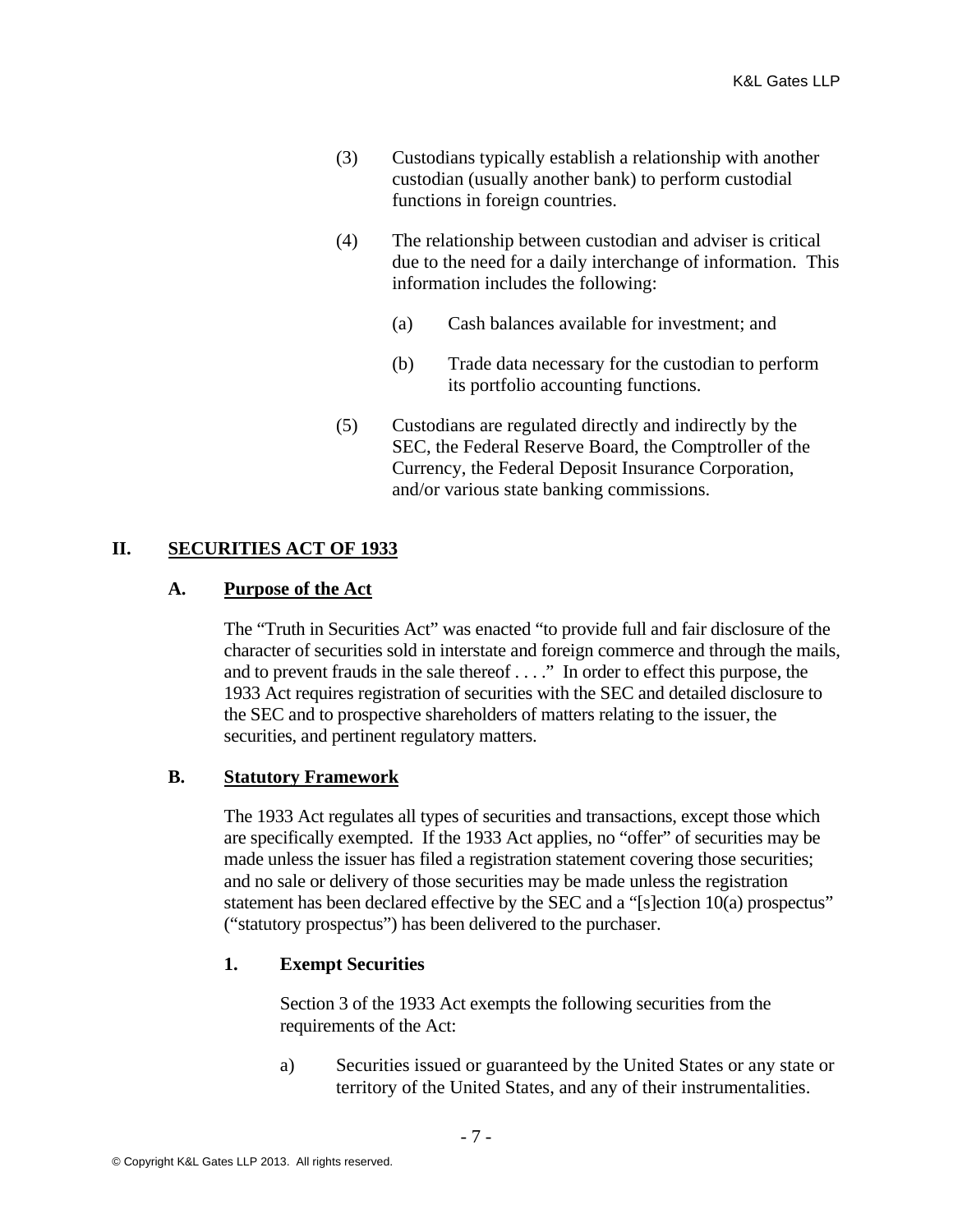(3) Custodians typically establish a relationship with another custodian (usually another bank) to perform custodial functions in foreign countries.

(4) The relationship between custodian and adviser is critical due to the need for a daily interchange of information. This information includes the following:

   (a) Cash balances available for investment; and

   (b) Trade data necessary for the custodian to perform its portfolio accounting functions.

(5) Custodians are regulated directly and indirectly by the SEC, the Federal Reserve Board, the Comptroller of the Currency, the Federal Deposit Insurance Corporation, and/or various state banking commissions.

## II. SECURITIES ACT OF 1933

### A. Purpose of the Act

The "Truth in Securities Act" was enacted "to provide full and fair disclosure of the character of securities sold in interstate and foreign commerce and through the mails, and to prevent frauds in the sale thereof . . . ." In order to effect this purpose, the 1933 Act requires registration of securities with the SEC and detailed disclosure to the SEC and to prospective shareholders of matters relating to the issuer, the securities, and pertinent regulatory matters.

### B. Statutory Framework

The 1933 Act regulates all types of securities and transactions, except those which are specifically exempted. If the 1933 Act applies, no "offer" of securities may be made unless the issuer has filed a registration statement covering those securities; and no sale or delivery of those securities may be made unless the registration statement has been declared effective by the SEC and a "[s]ection 10(a) prospectus" ("statutory prospectus") has been delivered to the purchaser.

#### 1. Exempt Securities

Section 3 of the 1933 Act exempts the following securities from the requirements of the Act:

a) Securities issued or guaranteed by the United States or any state or territory of the United States, and any of their instrumentalities.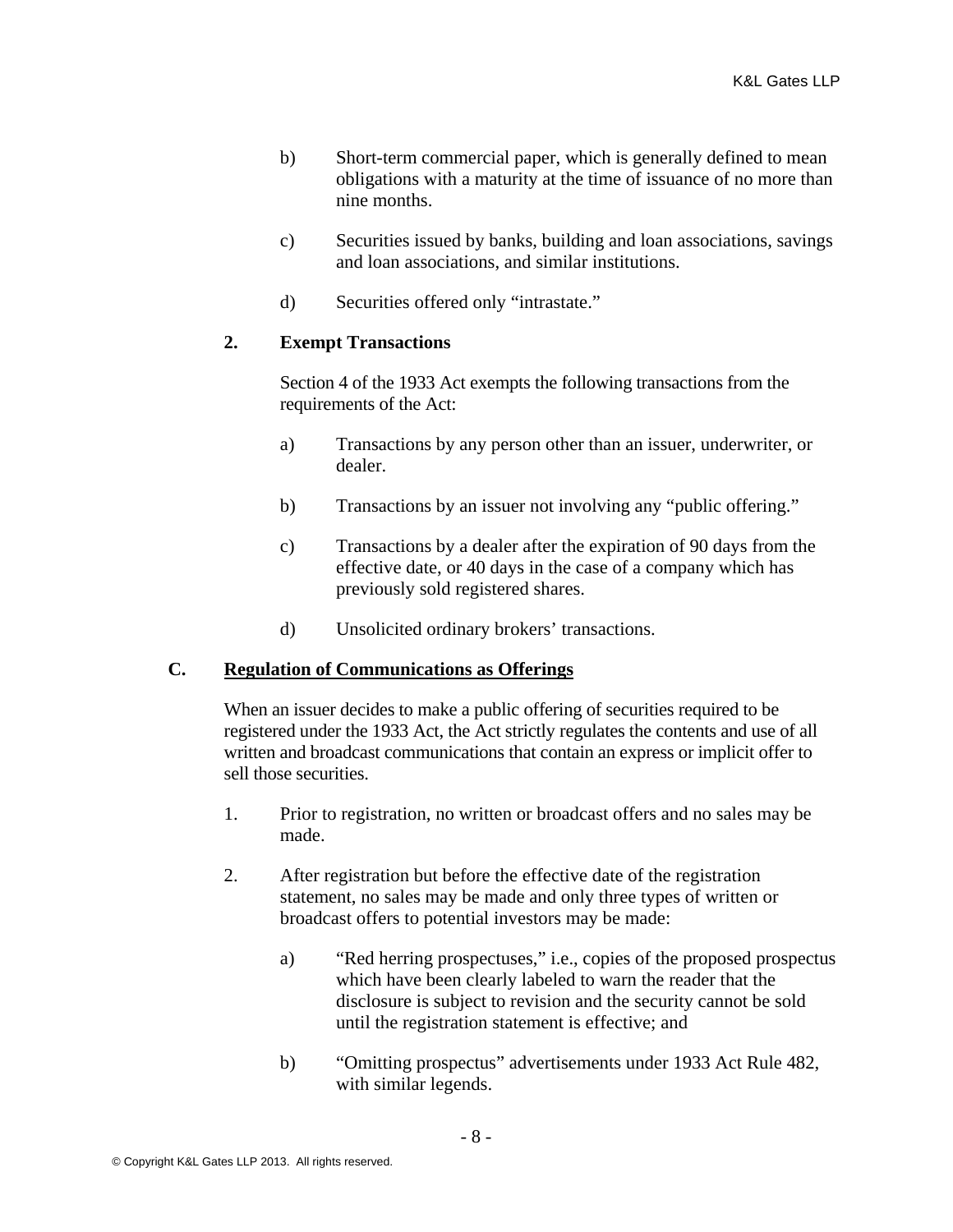b) Short-term commercial paper, which is generally defined to mean obligations with a maturity at the time of issuance of no more than nine months.

c) Securities issued by banks, building and loan associations, savings and loan associations, and similar institutions.

d) Securities offered only "intrastate."

### 2. Exempt Transactions

Section 4 of the 1933 Act exempts the following transactions from the requirements of the Act:

a) Transactions by any person other than an issuer, underwriter, or dealer.

b) Transactions by an issuer not involving any "public offering."

c) Transactions by a dealer after the expiration of 90 days from the effective date, or 40 days in the case of a company which has previously sold registered shares.

d) Unsolicited ordinary brokers' transactions.

## C. Regulation of Communications as Offerings

When an issuer decides to make a public offering of securities required to be registered under the 1933 Act, the Act strictly regulates the contents and use of all written and broadcast communications that contain an express or implicit offer to sell those securities.

1. Prior to registration, no written or broadcast offers and no sales may be made.

2. After registration but before the effective date of the registration statement, no sales may be made and only three types of written or broadcast offers to potential investors may be made:

   a) "Red herring prospectuses," i.e., copies of the proposed prospectus which have been clearly labeled to warn the reader that the disclosure is subject to revision and the security cannot be sold until the registration statement is effective; and

   b) "Omitting prospectus" advertisements under 1933 Act Rule 482, with similar legends.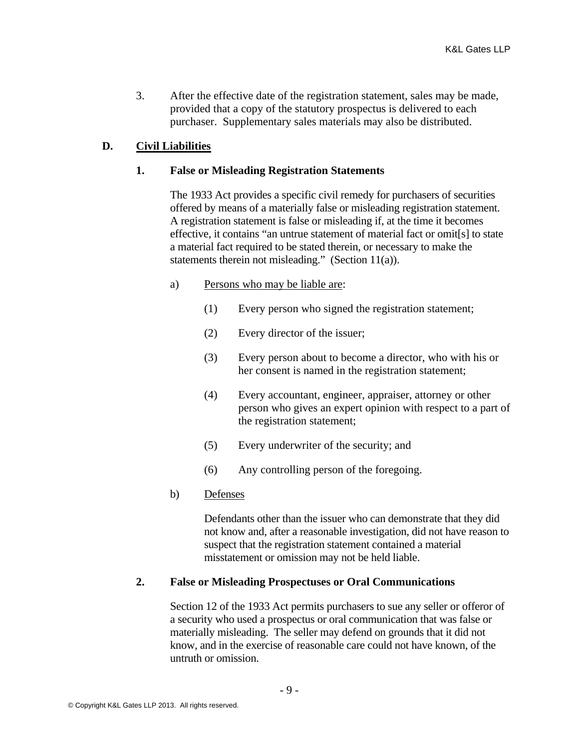3. After the effective date of the registration statement, sales may be made, provided that a copy of the statutory prospectus is delivered to each purchaser. Supplementary sales materials may also be distributed.

## D. Civil Liabilities

### 1. False or Misleading Registration Statements

The 1933 Act provides a specific civil remedy for purchasers of securities offered by means of a materially false or misleading registration statement. A registration statement is false or misleading if, at the time it becomes effective, it contains "an untrue statement of material fact or omit[s] to state a material fact required to be stated therein, or necessary to make the statements therein not misleading." (Section 11(a)).

a) Persons who may be liable are:

(1) Every person who signed the registration statement;

(2) Every director of the issuer;

(3) Every person about to become a director, who with his or her consent is named in the registration statement;

(4) Every accountant, engineer, appraiser, attorney or other person who gives an expert opinion with respect to a part of the registration statement;

(5) Every underwriter of the security; and

(6) Any controlling person of the foregoing.

b) Defenses

Defendants other than the issuer who can demonstrate that they did not know and, after a reasonable investigation, did not have reason to suspect that the registration statement contained a material misstatement or omission may not be held liable.

### 2. False or Misleading Prospectuses or Oral Communications

Section 12 of the 1933 Act permits purchasers to sue any seller or offeror of a security who used a prospectus or oral communication that was false or materially misleading. The seller may defend on grounds that it did not know, and in the exercise of reasonable care could not have known, of the untruth or omission.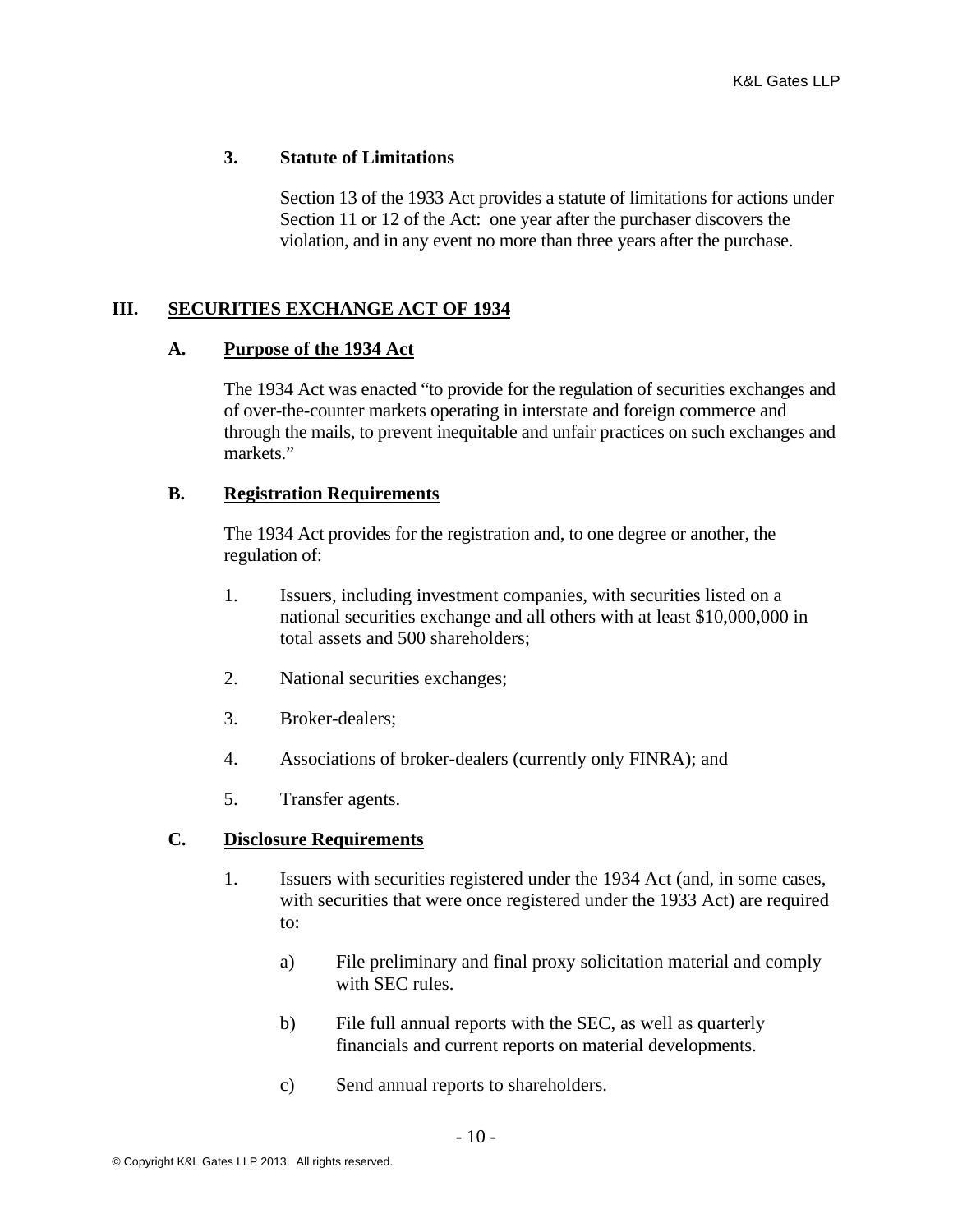### 3. Statute of Limitations

Section 13 of the 1933 Act provides a statute of limitations for actions under Section 11 or 12 of the Act: one year after the purchaser discovers the violation, and in any event no more than three years after the purchase.

## III. SECURITIES EXCHANGE ACT OF 1934

### A. Purpose of the 1934 Act

The 1934 Act was enacted "to provide for the regulation of securities exchanges and of over-the-counter markets operating in interstate and foreign commerce and through the mails, to prevent inequitable and unfair practices on such exchanges and markets."

### B. Registration Requirements

The 1934 Act provides for the registration and, to one degree or another, the regulation of:

1. Issuers, including investment companies, with securities listed on a national securities exchange and all others with at least $10,000,000 in total assets and 500 shareholders;
2. National securities exchanges;
3. Broker-dealers;
4. Associations of broker-dealers (currently only FINRA); and
5. Transfer agents.

### C. Disclosure Requirements

1. Issuers with securities registered under the 1934 Act (and, in some cases, with securities that were once registered under the 1933 Act) are required to:
   a) File preliminary and final proxy solicitation material and comply with SEC rules.
   b) File full annual reports with the SEC, as well as quarterly financials and current reports on material developments.
   c) Send annual reports to shareholders.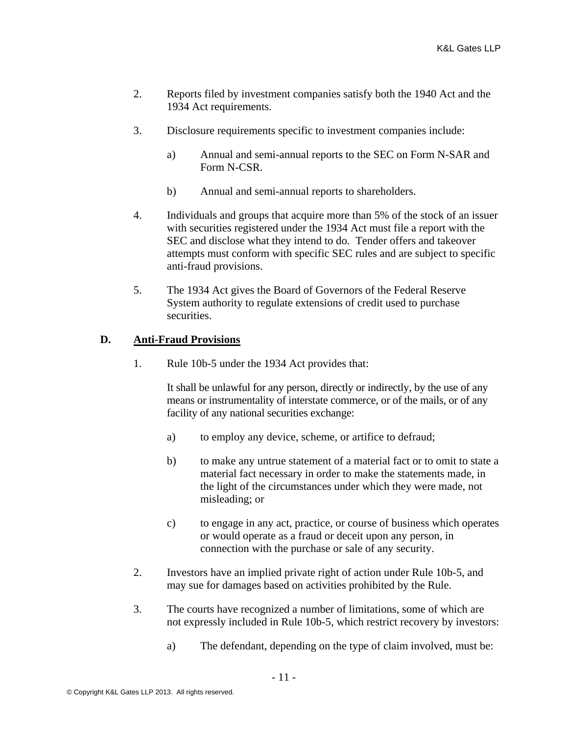2. Reports filed by investment companies satisfy both the 1940 Act and the 1934 Act requirements.

3. Disclosure requirements specific to investment companies include:

   a) Annual and semi-annual reports to the SEC on Form N-SAR and Form N-CSR.

   b) Annual and semi-annual reports to shareholders.

4. Individuals and groups that acquire more than 5% of the stock of an issuer with securities registered under the 1934 Act must file a report with the SEC and disclose what they intend to do. Tender offers and takeover attempts must conform with specific SEC rules and are subject to specific anti-fraud provisions.

5. The 1934 Act gives the Board of Governors of the Federal Reserve System authority to regulate extensions of credit used to purchase securities.

### D. Anti-Fraud Provisions

1. Rule 10b-5 under the 1934 Act provides that:

   It shall be unlawful for any person, directly or indirectly, by the use of any means or instrumentality of interstate commerce, or of the mails, or of any facility of any national securities exchange:

   a) to employ any device, scheme, or artifice to defraud;

   b) to make any untrue statement of a material fact or to omit to state a material fact necessary in order to make the statements made, in the light of the circumstances under which they were made, not misleading; or

   c) to engage in any act, practice, or course of business which operates or would operate as a fraud or deceit upon any person, in connection with the purchase or sale of any security.

2. Investors have an implied private right of action under Rule 10b-5, and may sue for damages based on activities prohibited by the Rule.

3. The courts have recognized a number of limitations, some of which are not expressly included in Rule 10b-5, which restrict recovery by investors:

   a) The defendant, depending on the type of claim involved, must be: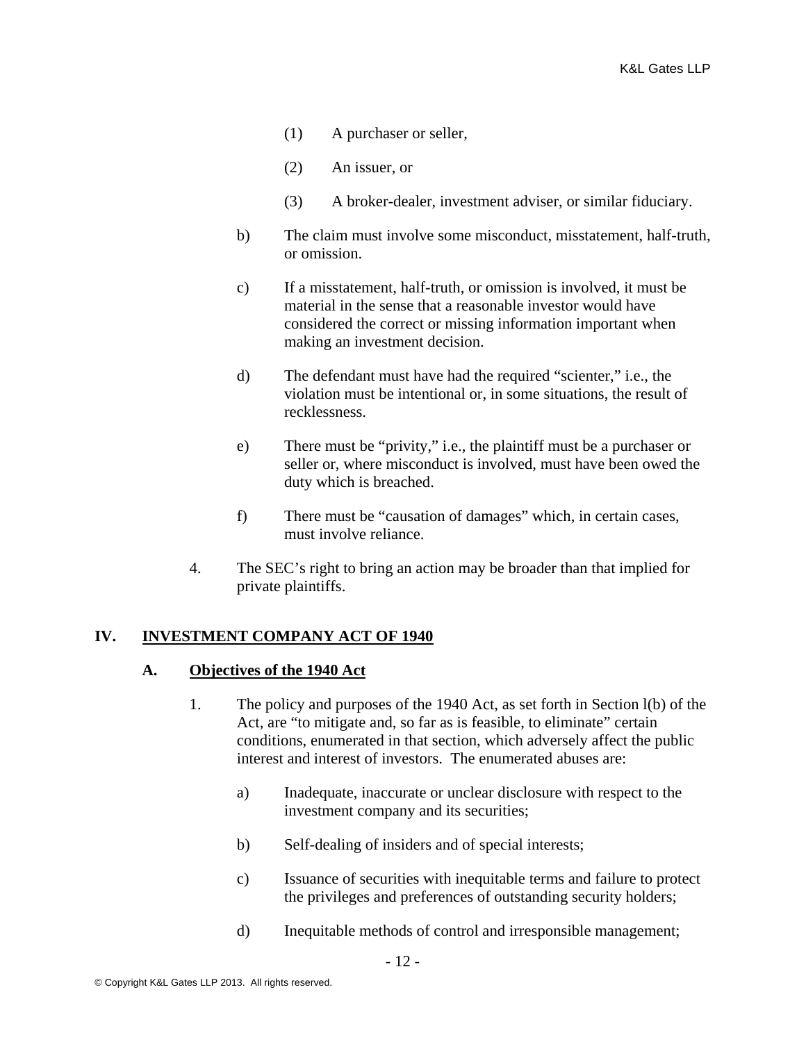(1) A purchaser or seller,

(2) An issuer, or

(3) A broker-dealer, investment adviser, or similar fiduciary.

b) The claim must involve some misconduct, misstatement, half-truth, or omission.

c) If a misstatement, half-truth, or omission is involved, it must be material in the sense that a reasonable investor would have considered the correct or missing information important when making an investment decision.

d) The defendant must have had the required "scienter," i.e., the violation must be intentional or, in some situations, the result of recklessness.

e) There must be "privity," i.e., the plaintiff must be a purchaser or seller or, where misconduct is involved, must have been owed the duty which is breached.

f) There must be "causation of damages" which, in certain cases, must involve reliance.

4. The SEC's right to bring an action may be broader than that implied for private plaintiffs.

## IV. INVESTMENT COMPANY ACT OF 1940

### A. Objectives of the 1940 Act

1. The policy and purposes of the 1940 Act, as set forth in Section l(b) of the Act, are "to mitigate and, so far as is feasible, to eliminate" certain conditions, enumerated in that section, which adversely affect the public interest and interest of investors. The enumerated abuses are:

   a) Inadequate, inaccurate or unclear disclosure with respect to the investment company and its securities;

   b) Self-dealing of insiders and of special interests;

   c) Issuance of securities with inequitable terms and failure to protect the privileges and preferences of outstanding security holders;

   d) Inequitable methods of control and irresponsible management;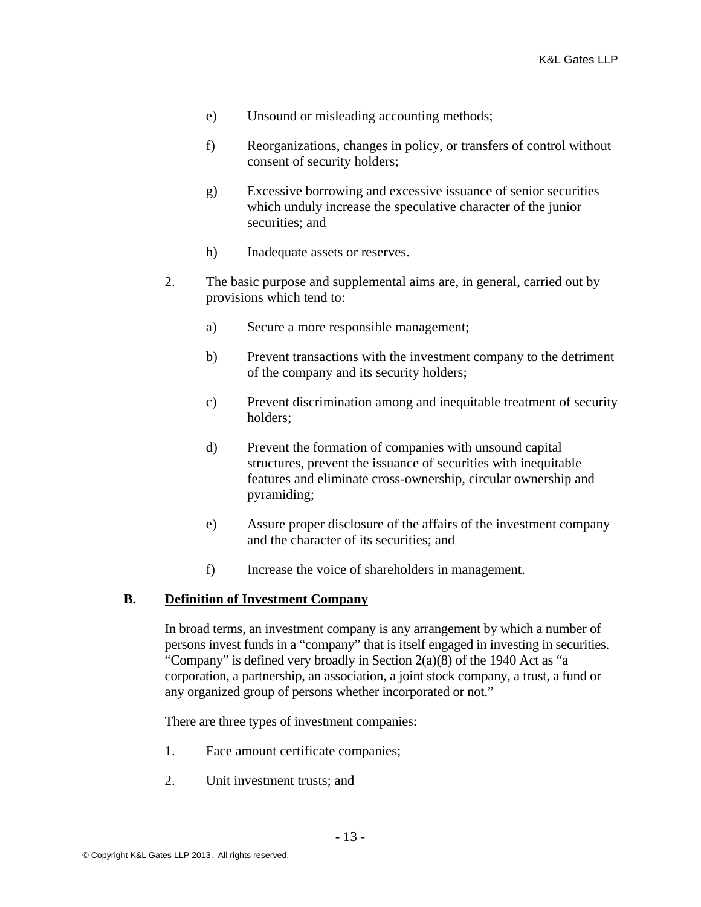e) Unsound or misleading accounting methods;

f) Reorganizations, changes in policy, or transfers of control without consent of security holders;

g) Excessive borrowing and excessive issuance of senior securities which unduly increase the speculative character of the junior securities; and

h) Inadequate assets or reserves.

2. The basic purpose and supplemental aims are, in general, carried out by provisions which tend to:

a) Secure a more responsible management;

b) Prevent transactions with the investment company to the detriment of the company and its security holders;

c) Prevent discrimination among and inequitable treatment of security holders;

d) Prevent the formation of companies with unsound capital structures, prevent the issuance of securities with inequitable features and eliminate cross-ownership, circular ownership and pyramiding;

e) Assure proper disclosure of the affairs of the investment company and the character of its securities; and

f) Increase the voice of shareholders in management.

## B. Definition of Investment Company

In broad terms, an investment company is any arrangement by which a number of persons invest funds in a "company" that is itself engaged in investing in securities. "Company" is defined very broadly in Section 2(a)(8) of the 1940 Act as "a corporation, a partnership, an association, a joint stock company, a trust, a fund or any organized group of persons whether incorporated or not."

There are three types of investment companies:

1. Face amount certificate companies;

2. Unit investment trusts; and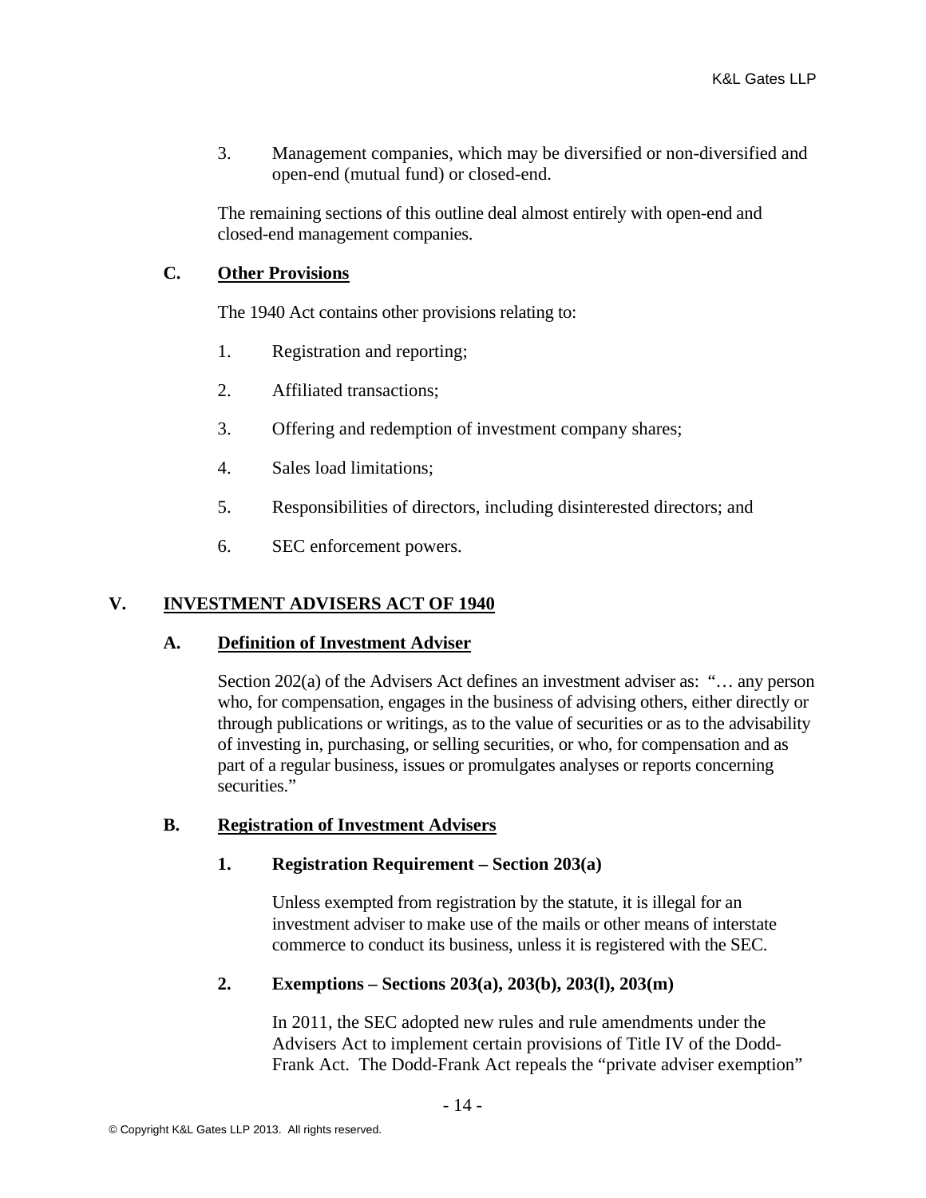3. Management companies, which may be diversified or non-diversified and open-end (mutual fund) or closed-end.

The remaining sections of this outline deal almost entirely with open-end and closed-end management companies.

### C. Other Provisions

The 1940 Act contains other provisions relating to:

1. Registration and reporting;
2. Affiliated transactions;
3. Offering and redemption of investment company shares;
4. Sales load limitations;
5. Responsibilities of directors, including disinterested directors; and
6. SEC enforcement powers.

## V. INVESTMENT ADVISERS ACT OF 1940

### A. Definition of Investment Adviser

Section 202(a) of the Advisers Act defines an investment adviser as: "… any person who, for compensation, engages in the business of advising others, either directly or through publications or writings, as to the value of securities or as to the advisability of investing in, purchasing, or selling securities, or who, for compensation and as part of a regular business, issues or promulgates analyses or reports concerning securities."

### B. Registration of Investment Advisers

#### 1. Registration Requirement – Section 203(a)

Unless exempted from registration by the statute, it is illegal for an investment adviser to make use of the mails or other means of interstate commerce to conduct its business, unless it is registered with the SEC.

#### 2. Exemptions – Sections 203(a), 203(b), 203(l), 203(m)

In 2011, the SEC adopted new rules and rule amendments under the Advisers Act to implement certain provisions of Title IV of the Dodd-Frank Act. The Dodd-Frank Act repeals the "private adviser exemption"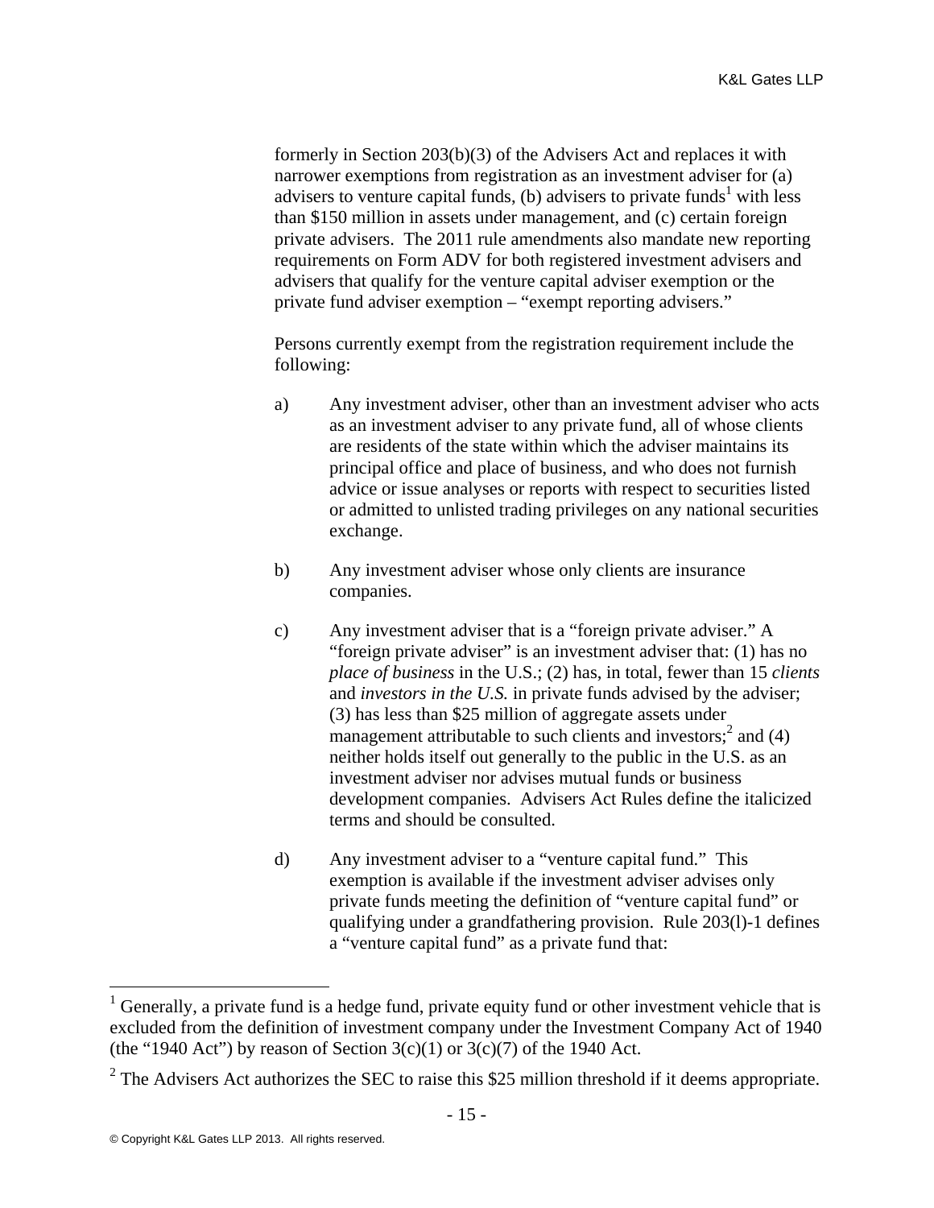formerly in Section 203(b)(3) of the Advisers Act and replaces it with narrower exemptions from registration as an investment adviser for (a) advisers to venture capital funds, (b) advisers to private funds[1] with less than $150 million in assets under management, and (c) certain foreign private advisers. The 2011 rule amendments also mandate new reporting requirements on Form ADV for both registered investment advisers and advisers that qualify for the venture capital adviser exemption or the private fund adviser exemption – "exempt reporting advisers."

Persons currently exempt from the registration requirement include the following:

a) Any investment adviser, other than an investment adviser who acts as an investment adviser to any private fund, all of whose clients are residents of the state within which the adviser maintains its principal office and place of business, and who does not furnish advice or issue analyses or reports with respect to securities listed or admitted to unlisted trading privileges on any national securities exchange.

b) Any investment adviser whose only clients are insurance companies.

c) Any investment adviser that is a "foreign private adviser." A "foreign private adviser" is an investment adviser that: (1) has no *place of business* in the U.S.; (2) has, in total, fewer than 15 *clients* and *investors in the U.S.* in private funds advised by the adviser; (3) has less than $25 million of aggregate assets under management attributable to such clients and investors;[2] and (4) neither holds itself out generally to the public in the U.S. as an investment adviser nor advises mutual funds or business development companies. Advisers Act Rules define the italicized terms and should be consulted.

d) Any investment adviser to a "venture capital fund." This exemption is available if the investment adviser advises only private funds meeting the definition of "venture capital fund" or qualifying under a grandfathering provision. Rule 203(l)-1 defines a "venture capital fund" as a private fund that:

---

[1] Generally, a private fund is a hedge fund, private equity fund or other investment vehicle that is excluded from the definition of investment company under the Investment Company Act of 1940 (the "1940 Act") by reason of Section 3(c)(1) or 3(c)(7) of the 1940 Act.

[2] The Advisers Act authorizes the SEC to raise this $25 million threshold if it deems appropriate.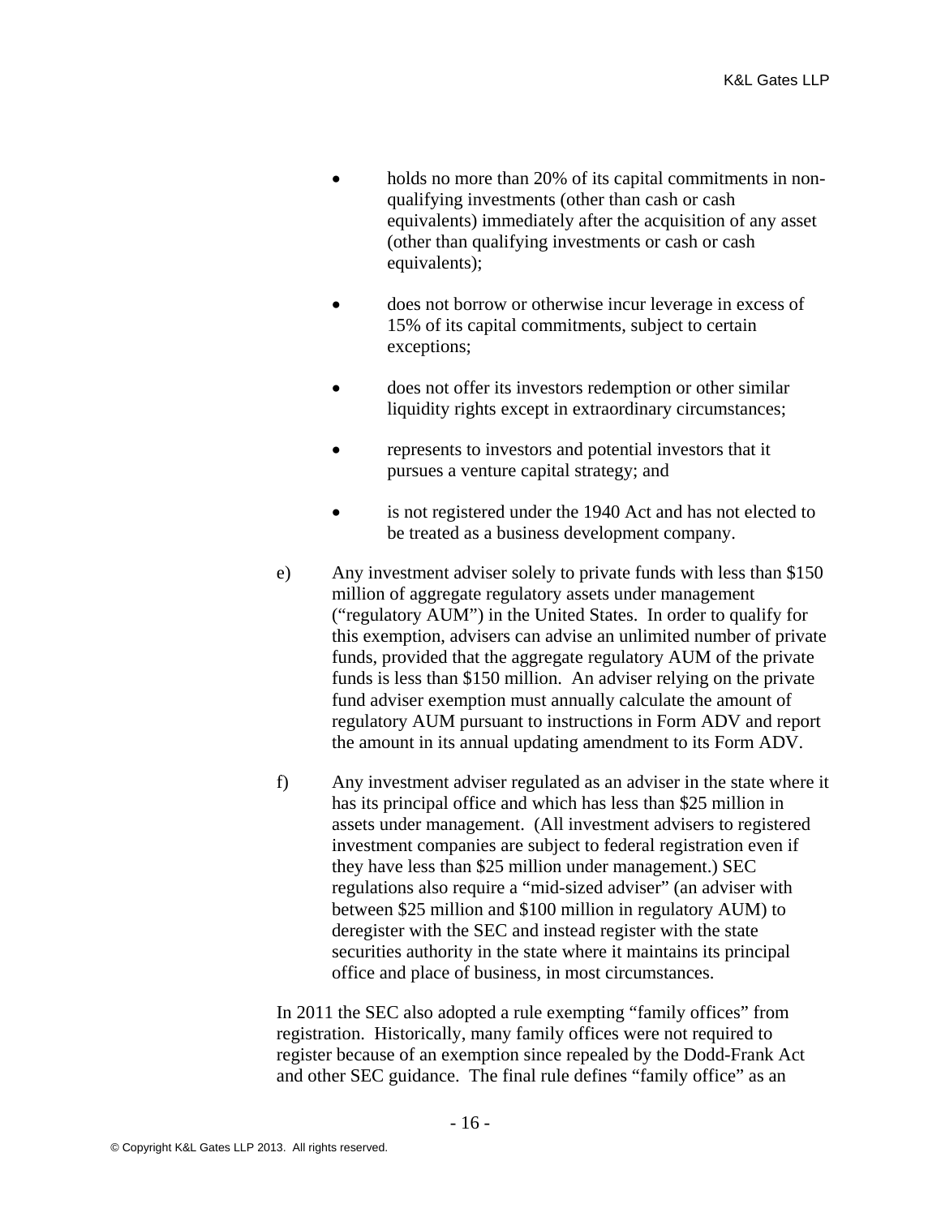- holds no more than 20% of its capital commitments in non-qualifying investments (other than cash or cash equivalents) immediately after the acquisition of any asset (other than qualifying investments or cash or cash equivalents);

- does not borrow or otherwise incur leverage in excess of 15% of its capital commitments, subject to certain exceptions;

- does not offer its investors redemption or other similar liquidity rights except in extraordinary circumstances;

- represents to investors and potential investors that it pursues a venture capital strategy; and

- is not registered under the 1940 Act and has not elected to be treated as a business development company.

e) Any investment adviser solely to private funds with less than $150 million of aggregate regulatory assets under management ("regulatory AUM") in the United States. In order to qualify for this exemption, advisers can advise an unlimited number of private funds, provided that the aggregate regulatory AUM of the private funds is less than $150 million. An adviser relying on the private fund adviser exemption must annually calculate the amount of regulatory AUM pursuant to instructions in Form ADV and report the amount in its annual updating amendment to its Form ADV.

f) Any investment adviser regulated as an adviser in the state where it has its principal office and which has less than $25 million in assets under management. (All investment advisers to registered investment companies are subject to federal registration even if they have less than $25 million under management.) SEC regulations also require a "mid-sized adviser" (an adviser with between $25 million and $100 million in regulatory AUM) to deregister with the SEC and instead register with the state securities authority in the state where it maintains its principal office and place of business, in most circumstances.

In 2011 the SEC also adopted a rule exempting "family offices" from registration. Historically, many family offices were not required to register because of an exemption since repealed by the Dodd-Frank Act and other SEC guidance. The final rule defines "family office" as an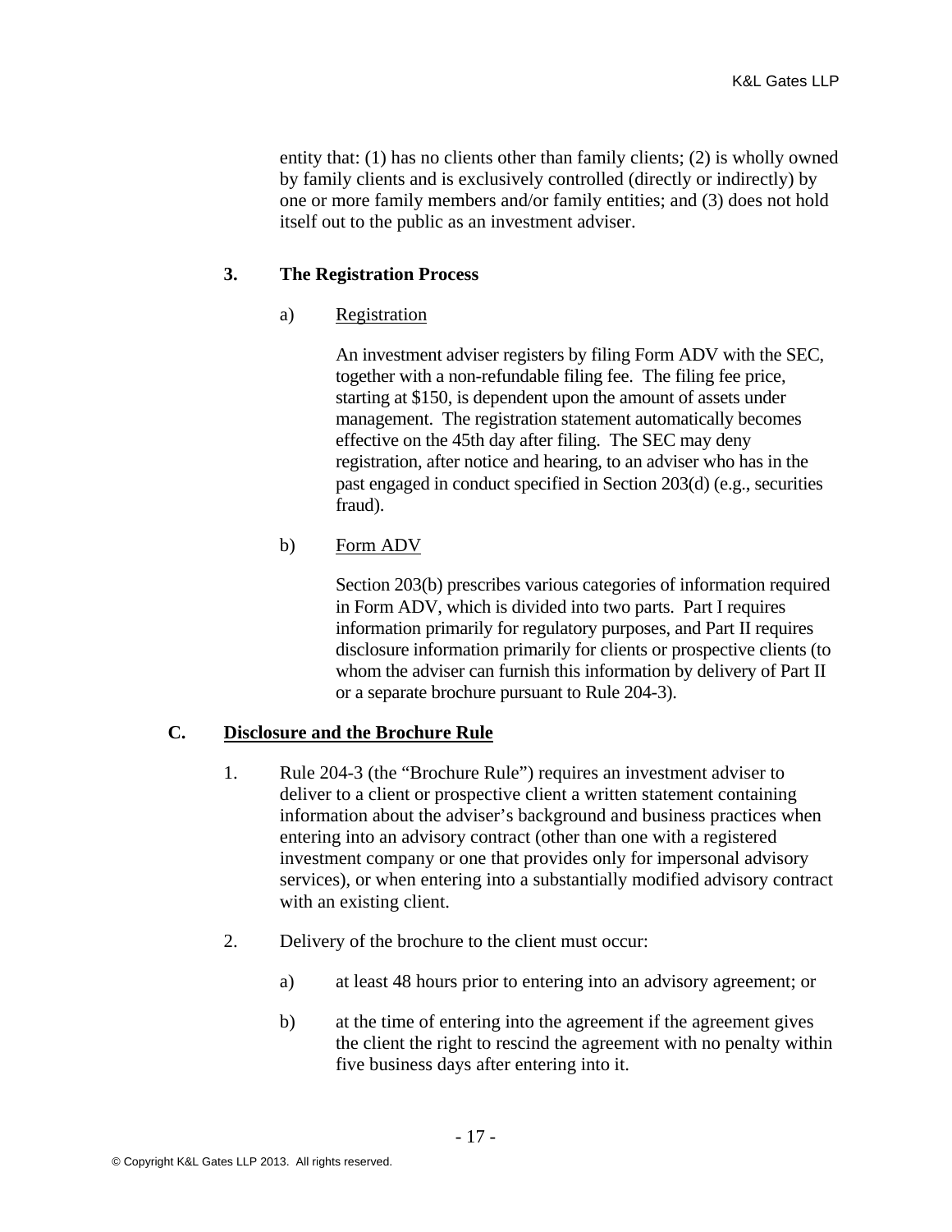entity that: (1) has no clients other than family clients; (2) is wholly owned by family clients and is exclusively controlled (directly or indirectly) by one or more family members and/or family entities; and (3) does not hold itself out to the public as an investment adviser.

### 3. The Registration Process

a) Registration

An investment adviser registers by filing Form ADV with the SEC, together with a non-refundable filing fee. The filing fee price, starting at $150, is dependent upon the amount of assets under management. The registration statement automatically becomes effective on the 45th day after filing. The SEC may deny registration, after notice and hearing, to an adviser who has in the past engaged in conduct specified in Section 203(d) (e.g., securities fraud).

b) Form ADV

Section 203(b) prescribes various categories of information required in Form ADV, which is divided into two parts. Part I requires information primarily for regulatory purposes, and Part II requires disclosure information primarily for clients or prospective clients (to whom the adviser can furnish this information by delivery of Part II or a separate brochure pursuant to Rule 204-3).

## C. Disclosure and the Brochure Rule

1. Rule 204-3 (the "Brochure Rule") requires an investment adviser to deliver to a client or prospective client a written statement containing information about the adviser's background and business practices when entering into an advisory contract (other than one with a registered investment company or one that provides only for impersonal advisory services), or when entering into a substantially modified advisory contract with an existing client.

2. Delivery of the brochure to the client must occur:

   a) at least 48 hours prior to entering into an advisory agreement; or

   b) at the time of entering into the agreement if the agreement gives the client the right to rescind the agreement with no penalty within five business days after entering into it.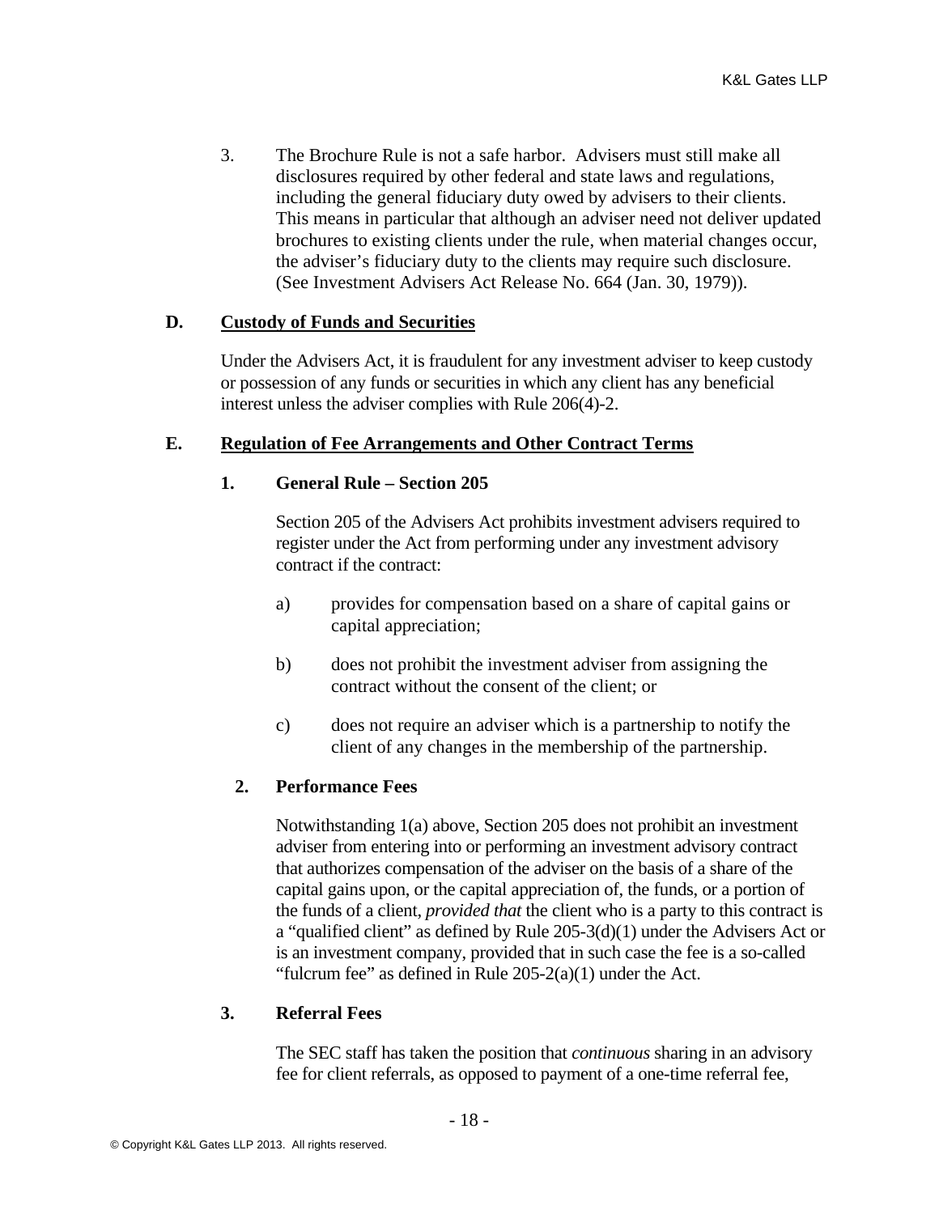3. The Brochure Rule is not a safe harbor. Advisers must still make all disclosures required by other federal and state laws and regulations, including the general fiduciary duty owed by advisers to their clients. This means in particular that although an adviser need not deliver updated brochures to existing clients under the rule, when material changes occur, the adviser's fiduciary duty to the clients may require such disclosure. (See Investment Advisers Act Release No. 664 (Jan. 30, 1979)).

## D. Custody of Funds and Securities

Under the Advisers Act, it is fraudulent for any investment adviser to keep custody or possession of any funds or securities in which any client has any beneficial interest unless the adviser complies with Rule 206(4)-2.

## E. Regulation of Fee Arrangements and Other Contract Terms

### 1. General Rule – Section 205

Section 205 of the Advisers Act prohibits investment advisers required to register under the Act from performing under any investment advisory contract if the contract:

a) provides for compensation based on a share of capital gains or capital appreciation;

b) does not prohibit the investment adviser from assigning the contract without the consent of the client; or

c) does not require an adviser which is a partnership to notify the client of any changes in the membership of the partnership.

### 2. Performance Fees

Notwithstanding 1(a) above, Section 205 does not prohibit an investment adviser from entering into or performing an investment advisory contract that authorizes compensation of the adviser on the basis of a share of the capital gains upon, or the capital appreciation of, the funds, or a portion of the funds of a client, *provided that* the client who is a party to this contract is a "qualified client" as defined by Rule 205-3(d)(1) under the Advisers Act or is an investment company, provided that in such case the fee is a so-called "fulcrum fee" as defined in Rule 205-2(a)(1) under the Act.

### 3. Referral Fees

The SEC staff has taken the position that *continuous* sharing in an advisory fee for client referrals, as opposed to payment of a one-time referral fee,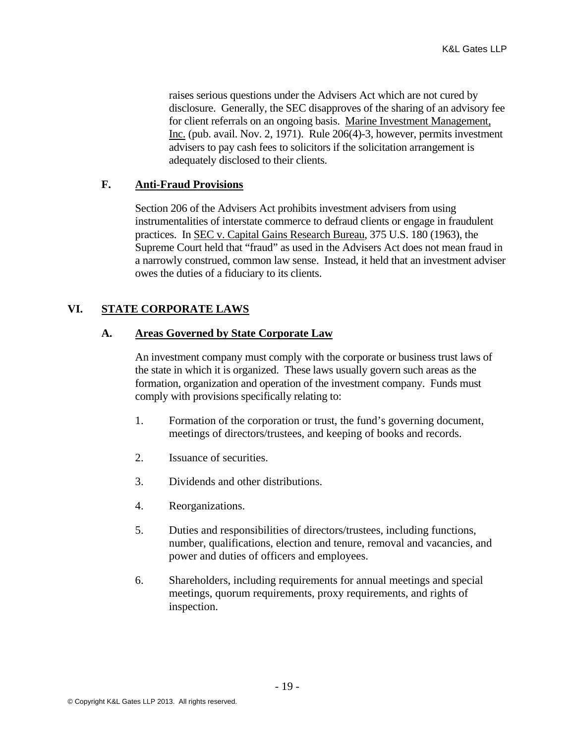raises serious questions under the Advisers Act which are not cured by disclosure. Generally, the SEC disapproves of the sharing of an advisory fee for client referrals on an ongoing basis. Marine Investment Management, Inc. (pub. avail. Nov. 2, 1971). Rule 206(4)-3, however, permits investment advisers to pay cash fees to solicitors if the solicitation arrangement is adequately disclosed to their clients.

### F. Anti-Fraud Provisions

Section 206 of the Advisers Act prohibits investment advisers from using instrumentalities of interstate commerce to defraud clients or engage in fraudulent practices. In SEC v. Capital Gains Research Bureau, 375 U.S. 180 (1963), the Supreme Court held that "fraud" as used in the Advisers Act does not mean fraud in a narrowly construed, common law sense. Instead, it held that an investment adviser owes the duties of a fiduciary to its clients.

## VI. STATE CORPORATE LAWS

### A. Areas Governed by State Corporate Law

An investment company must comply with the corporate or business trust laws of the state in which it is organized. These laws usually govern such areas as the formation, organization and operation of the investment company. Funds must comply with provisions specifically relating to:

1. Formation of the corporation or trust, the fund's governing document, meetings of directors/trustees, and keeping of books and records.

2. Issuance of securities.

3. Dividends and other distributions.

4. Reorganizations.

5. Duties and responsibilities of directors/trustees, including functions, number, qualifications, election and tenure, removal and vacancies, and power and duties of officers and employees.

6. Shareholders, including requirements for annual meetings and special meetings, quorum requirements, proxy requirements, and rights of inspection.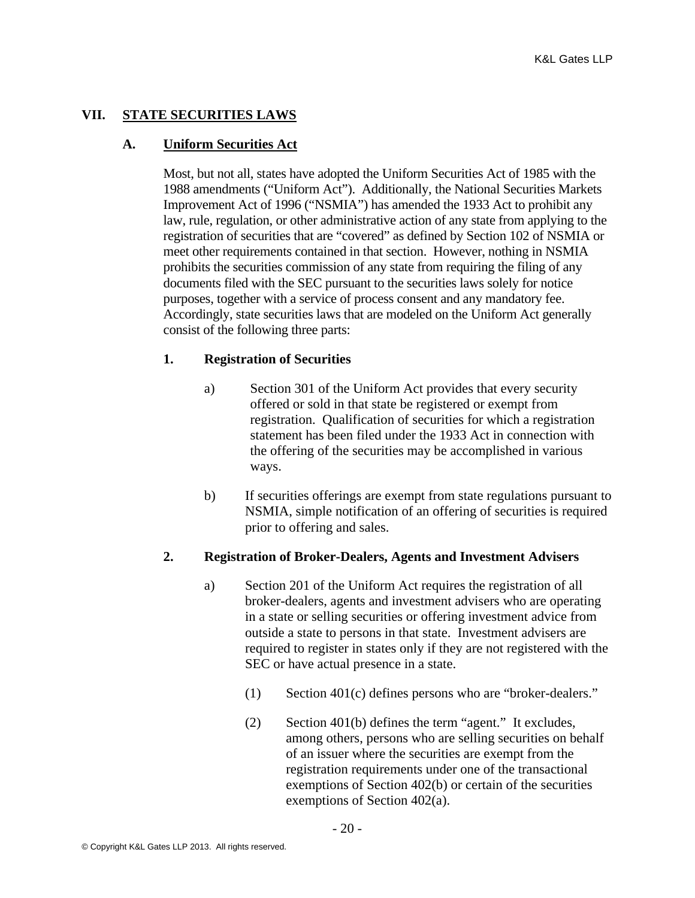## VII. STATE SECURITIES LAWS

### A. Uniform Securities Act

Most, but not all, states have adopted the Uniform Securities Act of 1985 with the 1988 amendments ("Uniform Act"). Additionally, the National Securities Markets Improvement Act of 1996 ("NSMIA") has amended the 1933 Act to prohibit any law, rule, regulation, or other administrative action of any state from applying to the registration of securities that are "covered" as defined by Section 102 of NSMIA or meet other requirements contained in that section. However, nothing in NSMIA prohibits the securities commission of any state from requiring the filing of any documents filed with the SEC pursuant to the securities laws solely for notice purposes, together with a service of process consent and any mandatory fee. Accordingly, state securities laws that are modeled on the Uniform Act generally consist of the following three parts:

#### 1. Registration of Securities

a) Section 301 of the Uniform Act provides that every security offered or sold in that state be registered or exempt from registration. Qualification of securities for which a registration statement has been filed under the 1933 Act in connection with the offering of the securities may be accomplished in various ways.

b) If securities offerings are exempt from state regulations pursuant to NSMIA, simple notification of an offering of securities is required prior to offering and sales.

#### 2. Registration of Broker-Dealers, Agents and Investment Advisers

a) Section 201 of the Uniform Act requires the registration of all broker-dealers, agents and investment advisers who are operating in a state or selling securities or offering investment advice from outside a state to persons in that state. Investment advisers are required to register in states only if they are not registered with the SEC or have actual presence in a state.

(1) Section 401(c) defines persons who are "broker-dealers."

(2) Section 401(b) defines the term "agent." It excludes, among others, persons who are selling securities on behalf of an issuer where the securities are exempt from the registration requirements under one of the transactional exemptions of Section 402(b) or certain of the securities exemptions of Section 402(a).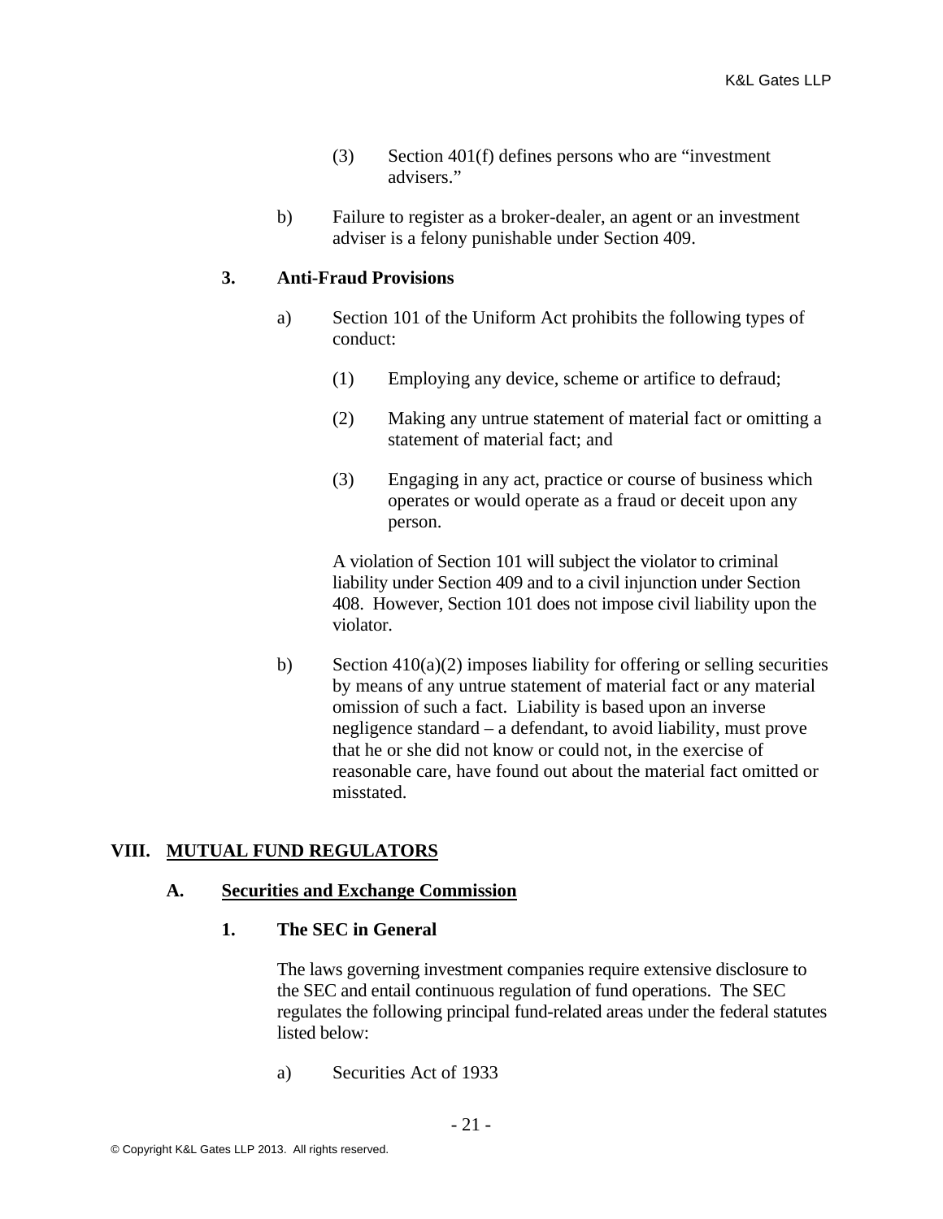(3) Section 401(f) defines persons who are "investment advisers."

b) Failure to register as a broker-dealer, an agent or an investment adviser is a felony punishable under Section 409.

### 3. Anti-Fraud Provisions

a) Section 101 of the Uniform Act prohibits the following types of conduct:

(1) Employing any device, scheme or artifice to defraud;

(2) Making any untrue statement of material fact or omitting a statement of material fact; and

(3) Engaging in any act, practice or course of business which operates or would operate as a fraud or deceit upon any person.

A violation of Section 101 will subject the violator to criminal liability under Section 409 and to a civil injunction under Section 408. However, Section 101 does not impose civil liability upon the violator.

b) Section 410(a)(2) imposes liability for offering or selling securities by means of any untrue statement of material fact or any material omission of such a fact. Liability is based upon an inverse negligence standard – a defendant, to avoid liability, must prove that he or she did not know or could not, in the exercise of reasonable care, have found out about the material fact omitted or misstated.

# VIII. MUTUAL FUND REGULATORS

## A. Securities and Exchange Commission

### 1. The SEC in General

The laws governing investment companies require extensive disclosure to the SEC and entail continuous regulation of fund operations. The SEC regulates the following principal fund-related areas under the federal statutes listed below:

a) Securities Act of 1933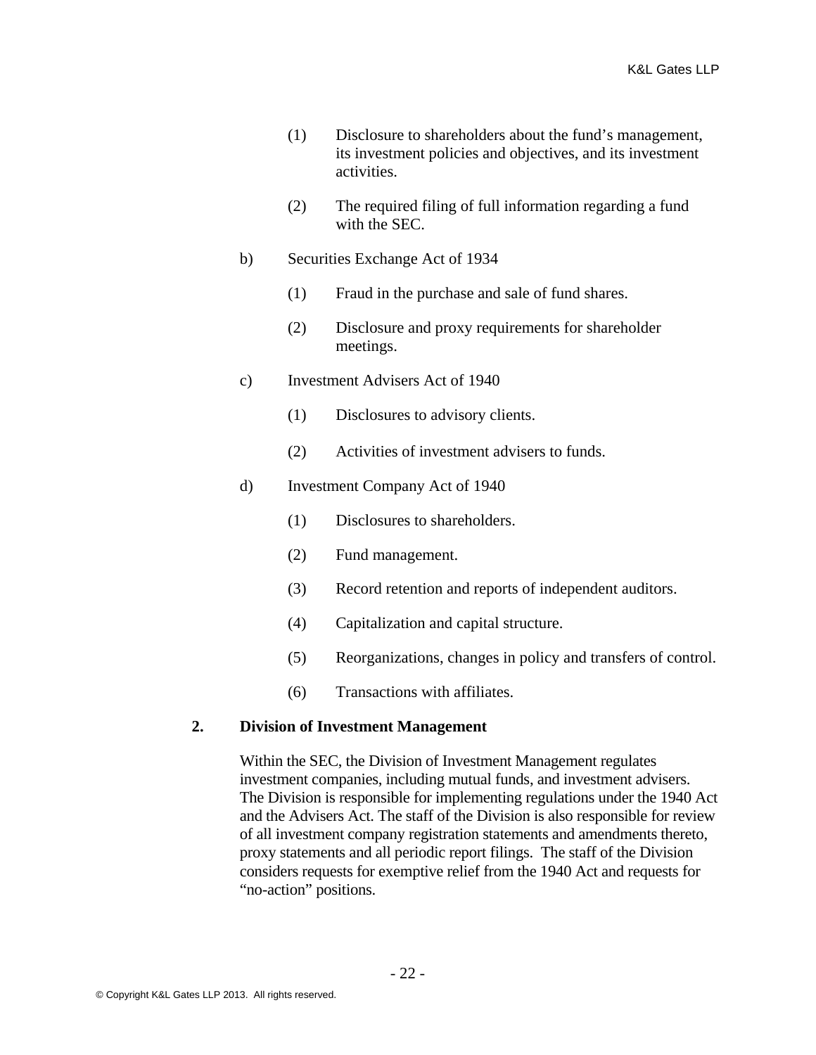(1) Disclosure to shareholders about the fund's management, its investment policies and objectives, and its investment activities.

(2) The required filing of full information regarding a fund with the SEC.

b) Securities Exchange Act of 1934

(1) Fraud in the purchase and sale of fund shares.

(2) Disclosure and proxy requirements for shareholder meetings.

c) Investment Advisers Act of 1940

(1) Disclosures to advisory clients.

(2) Activities of investment advisers to funds.

d) Investment Company Act of 1940

(1) Disclosures to shareholders.

(2) Fund management.

(3) Record retention and reports of independent auditors.

(4) Capitalization and capital structure.

(5) Reorganizations, changes in policy and transfers of control.

(6) Transactions with affiliates.

### 2. Division of Investment Management

Within the SEC, the Division of Investment Management regulates investment companies, including mutual funds, and investment advisers. The Division is responsible for implementing regulations under the 1940 Act and the Advisers Act. The staff of the Division is also responsible for review of all investment company registration statements and amendments thereto, proxy statements and all periodic report filings. The staff of the Division considers requests for exemptive relief from the 1940 Act and requests for "no-action" positions.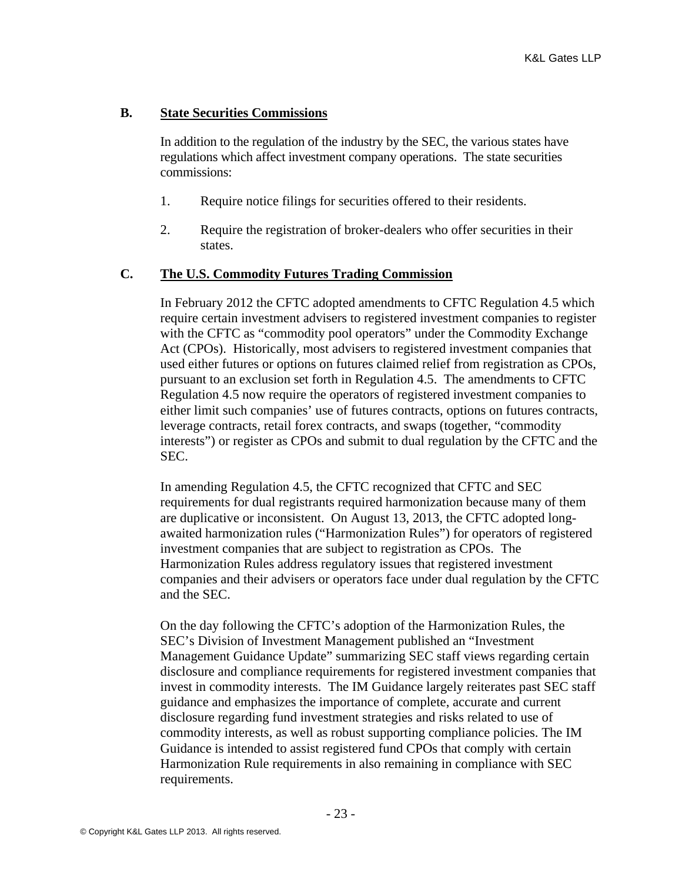## B. State Securities Commissions

In addition to the regulation of the industry by the SEC, the various states have regulations which affect investment company operations. The state securities commissions:

1. Require notice filings for securities offered to their residents.
2. Require the registration of broker-dealers who offer securities in their states.

## C. The U.S. Commodity Futures Trading Commission

In February 2012 the CFTC adopted amendments to CFTC Regulation 4.5 which require certain investment advisers to registered investment companies to register with the CFTC as "commodity pool operators" under the Commodity Exchange Act (CPOs). Historically, most advisers to registered investment companies that used either futures or options on futures claimed relief from registration as CPOs, pursuant to an exclusion set forth in Regulation 4.5. The amendments to CFTC Regulation 4.5 now require the operators of registered investment companies to either limit such companies' use of futures contracts, options on futures contracts, leverage contracts, retail forex contracts, and swaps (together, "commodity interests") or register as CPOs and submit to dual regulation by the CFTC and the SEC.

In amending Regulation 4.5, the CFTC recognized that CFTC and SEC requirements for dual registrants required harmonization because many of them are duplicative or inconsistent. On August 13, 2013, the CFTC adopted long-awaited harmonization rules ("Harmonization Rules") for operators of registered investment companies that are subject to registration as CPOs. The Harmonization Rules address regulatory issues that registered investment companies and their advisers or operators face under dual regulation by the CFTC and the SEC.

On the day following the CFTC's adoption of the Harmonization Rules, the SEC's Division of Investment Management published an "Investment Management Guidance Update" summarizing SEC staff views regarding certain disclosure and compliance requirements for registered investment companies that invest in commodity interests. The IM Guidance largely reiterates past SEC staff guidance and emphasizes the importance of complete, accurate and current disclosure regarding fund investment strategies and risks related to use of commodity interests, as well as robust supporting compliance policies. The IM Guidance is intended to assist registered fund CPOs that comply with certain Harmonization Rule requirements in also remaining in compliance with SEC requirements.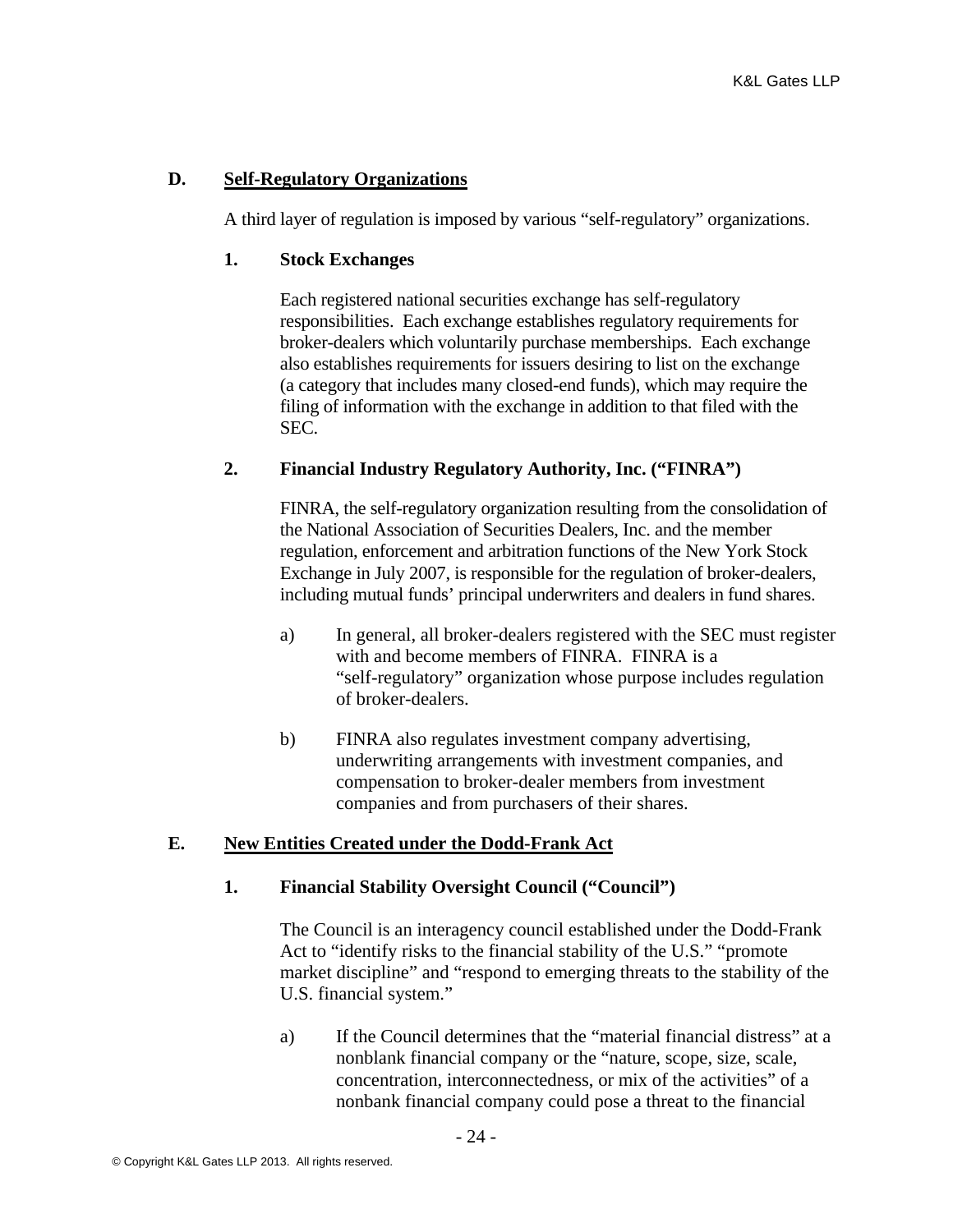## D. Self-Regulatory Organizations

A third layer of regulation is imposed by various "self-regulatory" organizations.

### 1. Stock Exchanges

Each registered national securities exchange has self-regulatory responsibilities. Each exchange establishes regulatory requirements for broker-dealers which voluntarily purchase memberships. Each exchange also establishes requirements for issuers desiring to list on the exchange (a category that includes many closed-end funds), which may require the filing of information with the exchange in addition to that filed with the SEC.

### 2. Financial Industry Regulatory Authority, Inc. ("FINRA")

FINRA, the self-regulatory organization resulting from the consolidation of the National Association of Securities Dealers, Inc. and the member regulation, enforcement and arbitration functions of the New York Stock Exchange in July 2007, is responsible for the regulation of broker-dealers, including mutual funds' principal underwriters and dealers in fund shares.

a) In general, all broker-dealers registered with the SEC must register with and become members of FINRA. FINRA is a "self-regulatory" organization whose purpose includes regulation of broker-dealers.

b) FINRA also regulates investment company advertising, underwriting arrangements with investment companies, and compensation to broker-dealer members from investment companies and from purchasers of their shares.

## E. New Entities Created under the Dodd-Frank Act

### 1. Financial Stability Oversight Council ("Council")

The Council is an interagency council established under the Dodd-Frank Act to "identify risks to the financial stability of the U.S." "promote market discipline" and "respond to emerging threats to the stability of the U.S. financial system."

a) If the Council determines that the "material financial distress" at a nonblank financial company or the "nature, scope, size, scale, concentration, interconnectedness, or mix of the activities" of a nonbank financial company could pose a threat to the financial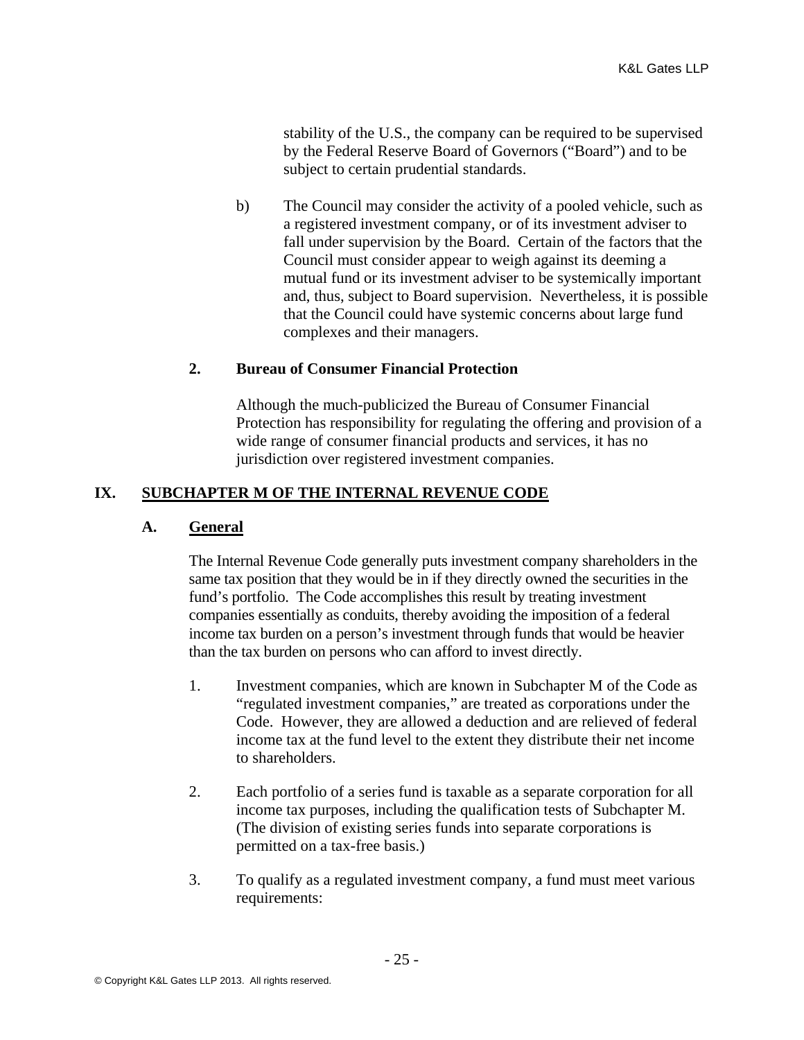stability of the U.S., the company can be required to be supervised by the Federal Reserve Board of Governors ("Board") and to be subject to certain prudential standards.

b) The Council may consider the activity of a pooled vehicle, such as a registered investment company, or of its investment adviser to fall under supervision by the Board. Certain of the factors that the Council must consider appear to weigh against its deeming a mutual fund or its investment adviser to be systemically important and, thus, subject to Board supervision. Nevertheless, it is possible that the Council could have systemic concerns about large fund complexes and their managers.

### 2. Bureau of Consumer Financial Protection

Although the much-publicized the Bureau of Consumer Financial Protection has responsibility for regulating the offering and provision of a wide range of consumer financial products and services, it has no jurisdiction over registered investment companies.

# IX. SUBCHAPTER M OF THE INTERNAL REVENUE CODE

## A. General

The Internal Revenue Code generally puts investment company shareholders in the same tax position that they would be in if they directly owned the securities in the fund's portfolio. The Code accomplishes this result by treating investment companies essentially as conduits, thereby avoiding the imposition of a federal income tax burden on a person's investment through funds that would be heavier than the tax burden on persons who can afford to invest directly.

1. Investment companies, which are known in Subchapter M of the Code as "regulated investment companies," are treated as corporations under the Code. However, they are allowed a deduction and are relieved of federal income tax at the fund level to the extent they distribute their net income to shareholders.

2. Each portfolio of a series fund is taxable as a separate corporation for all income tax purposes, including the qualification tests of Subchapter M. (The division of existing series funds into separate corporations is permitted on a tax-free basis.)

3. To qualify as a regulated investment company, a fund must meet various requirements: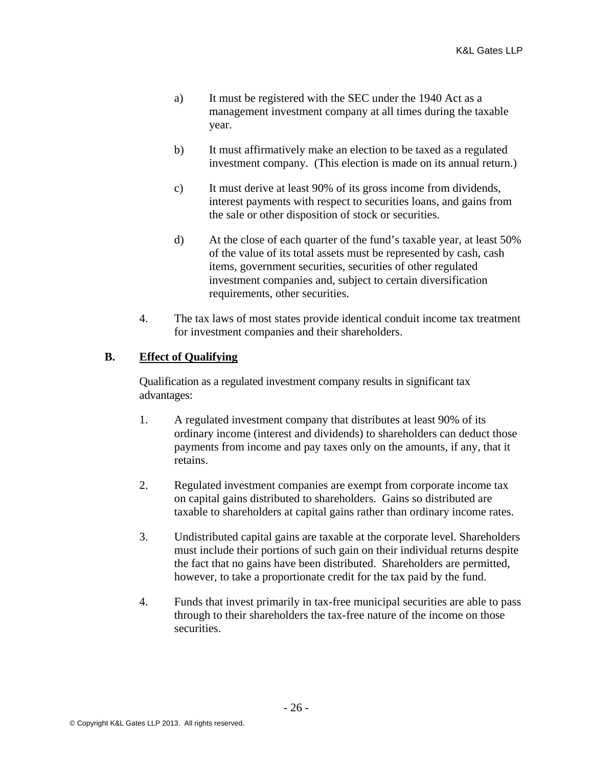a) It must be registered with the SEC under the 1940 Act as a management investment company at all times during the taxable year.

b) It must affirmatively make an election to be taxed as a regulated investment company. (This election is made on its annual return.)

c) It must derive at least 90% of its gross income from dividends, interest payments with respect to securities loans, and gains from the sale or other disposition of stock or securities.

d) At the close of each quarter of the fund's taxable year, at least 50% of the value of its total assets must be represented by cash, cash items, government securities, securities of other regulated investment companies and, subject to certain diversification requirements, other securities.

4. The tax laws of most states provide identical conduit income tax treatment for investment companies and their shareholders.

## B. Effect of Qualifying

Qualification as a regulated investment company results in significant tax advantages:

1. A regulated investment company that distributes at least 90% of its ordinary income (interest and dividends) to shareholders can deduct those payments from income and pay taxes only on the amounts, if any, that it retains.

2. Regulated investment companies are exempt from corporate income tax on capital gains distributed to shareholders. Gains so distributed are taxable to shareholders at capital gains rather than ordinary income rates.

3. Undistributed capital gains are taxable at the corporate level. Shareholders must include their portions of such gain on their individual returns despite the fact that no gains have been distributed. Shareholders are permitted, however, to take a proportionate credit for the tax paid by the fund.

4. Funds that invest primarily in tax-free municipal securities are able to pass through to their shareholders the tax-free nature of the income on those securities.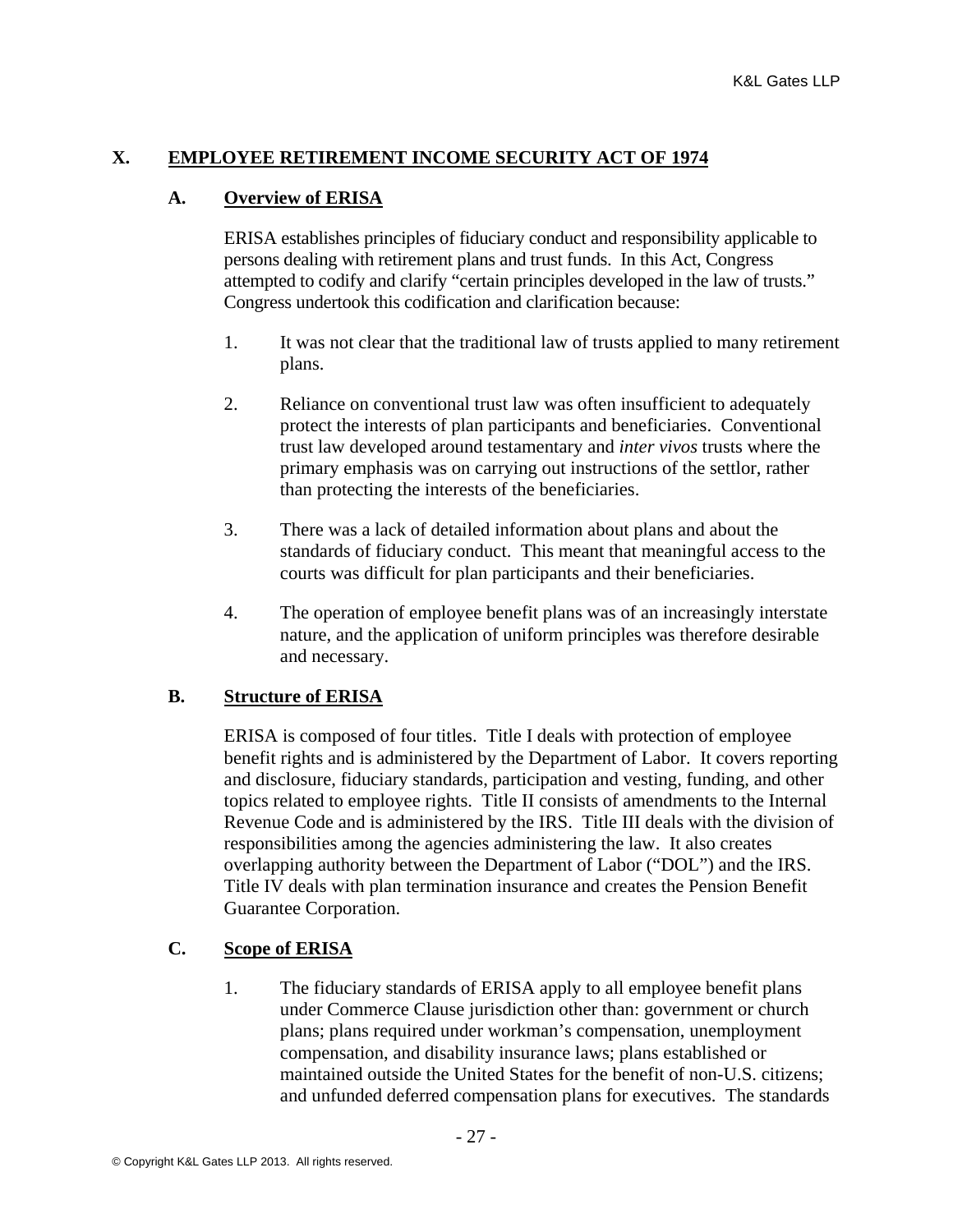## X. EMPLOYEE RETIREMENT INCOME SECURITY ACT OF 1974

### A. Overview of ERISA

ERISA establishes principles of fiduciary conduct and responsibility applicable to persons dealing with retirement plans and trust funds. In this Act, Congress attempted to codify and clarify "certain principles developed in the law of trusts." Congress undertook this codification and clarification because:

1. It was not clear that the traditional law of trusts applied to many retirement plans.

2. Reliance on conventional trust law was often insufficient to adequately protect the interests of plan participants and beneficiaries. Conventional trust law developed around testamentary and *inter vivos* trusts where the primary emphasis was on carrying out instructions of the settlor, rather than protecting the interests of the beneficiaries.

3. There was a lack of detailed information about plans and about the standards of fiduciary conduct. This meant that meaningful access to the courts was difficult for plan participants and their beneficiaries.

4. The operation of employee benefit plans was of an increasingly interstate nature, and the application of uniform principles was therefore desirable and necessary.

### B. Structure of ERISA

ERISA is composed of four titles. Title I deals with protection of employee benefit rights and is administered by the Department of Labor. It covers reporting and disclosure, fiduciary standards, participation and vesting, funding, and other topics related to employee rights. Title II consists of amendments to the Internal Revenue Code and is administered by the IRS. Title III deals with the division of responsibilities among the agencies administering the law. It also creates overlapping authority between the Department of Labor ("DOL") and the IRS. Title IV deals with plan termination insurance and creates the Pension Benefit Guarantee Corporation.

### C. Scope of ERISA

1. The fiduciary standards of ERISA apply to all employee benefit plans under Commerce Clause jurisdiction other than: government or church plans; plans required under workman's compensation, unemployment compensation, and disability insurance laws; plans established or maintained outside the United States for the benefit of non-U.S. citizens; and unfunded deferred compensation plans for executives. The standards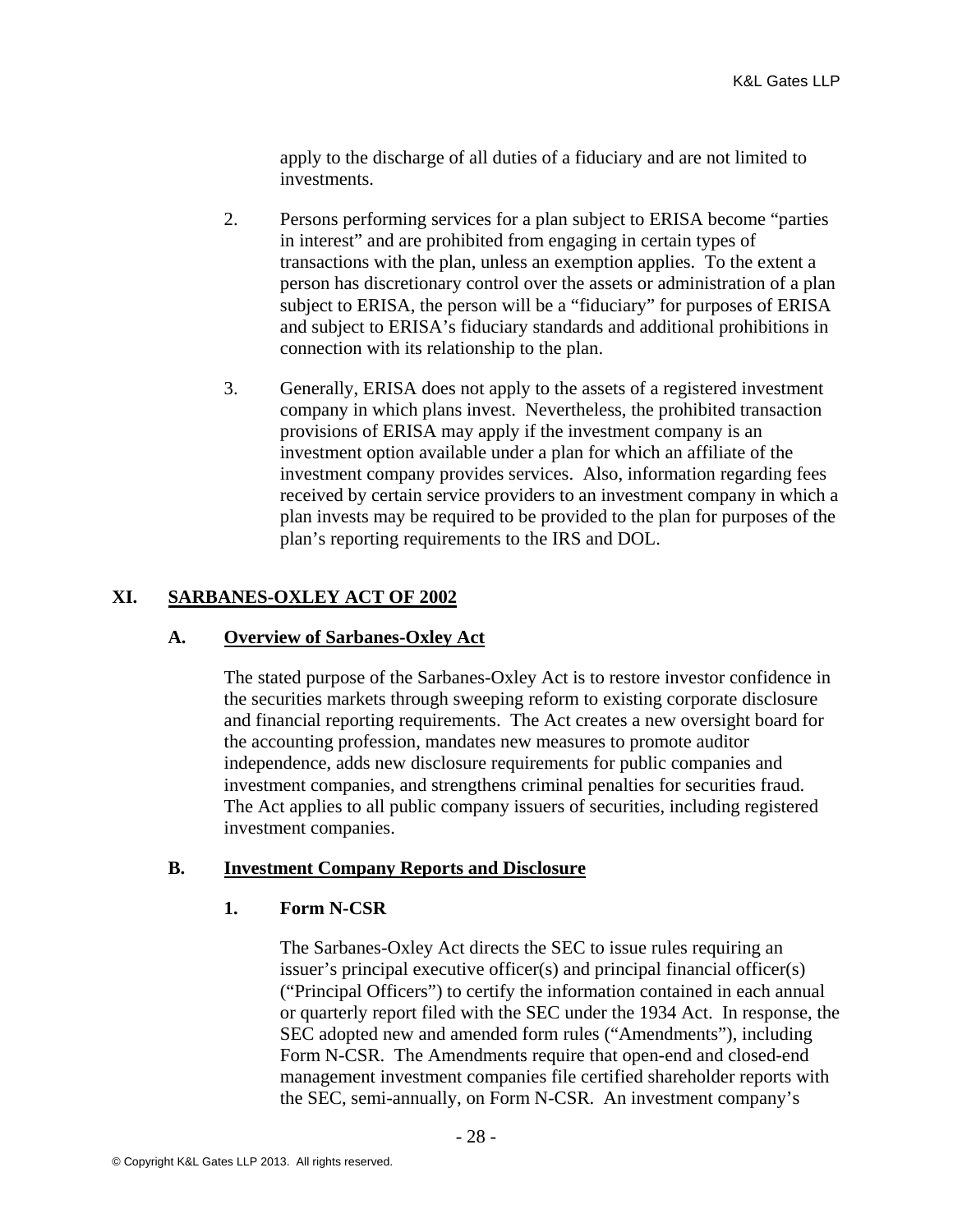apply to the discharge of all duties of a fiduciary and are not limited to investments.

2. Persons performing services for a plan subject to ERISA become "parties in interest" and are prohibited from engaging in certain types of transactions with the plan, unless an exemption applies. To the extent a person has discretionary control over the assets or administration of a plan subject to ERISA, the person will be a "fiduciary" for purposes of ERISA and subject to ERISA's fiduciary standards and additional prohibitions in connection with its relationship to the plan.

3. Generally, ERISA does not apply to the assets of a registered investment company in which plans invest. Nevertheless, the prohibited transaction provisions of ERISA may apply if the investment company is an investment option available under a plan for which an affiliate of the investment company provides services. Also, information regarding fees received by certain service providers to an investment company in which a plan invests may be required to be provided to the plan for purposes of the plan's reporting requirements to the IRS and DOL.

## XI. SARBANES-OXLEY ACT OF 2002

### A. Overview of Sarbanes-Oxley Act

The stated purpose of the Sarbanes-Oxley Act is to restore investor confidence in the securities markets through sweeping reform to existing corporate disclosure and financial reporting requirements. The Act creates a new oversight board for the accounting profession, mandates new measures to promote auditor independence, adds new disclosure requirements for public companies and investment companies, and strengthens criminal penalties for securities fraud. The Act applies to all public company issuers of securities, including registered investment companies.

### B. Investment Company Reports and Disclosure

#### 1. Form N-CSR

The Sarbanes-Oxley Act directs the SEC to issue rules requiring an issuer's principal executive officer(s) and principal financial officer(s) ("Principal Officers") to certify the information contained in each annual or quarterly report filed with the SEC under the 1934 Act. In response, the SEC adopted new and amended form rules ("Amendments"), including Form N-CSR. The Amendments require that open-end and closed-end management investment companies file certified shareholder reports with the SEC, semi-annually, on Form N-CSR. An investment company's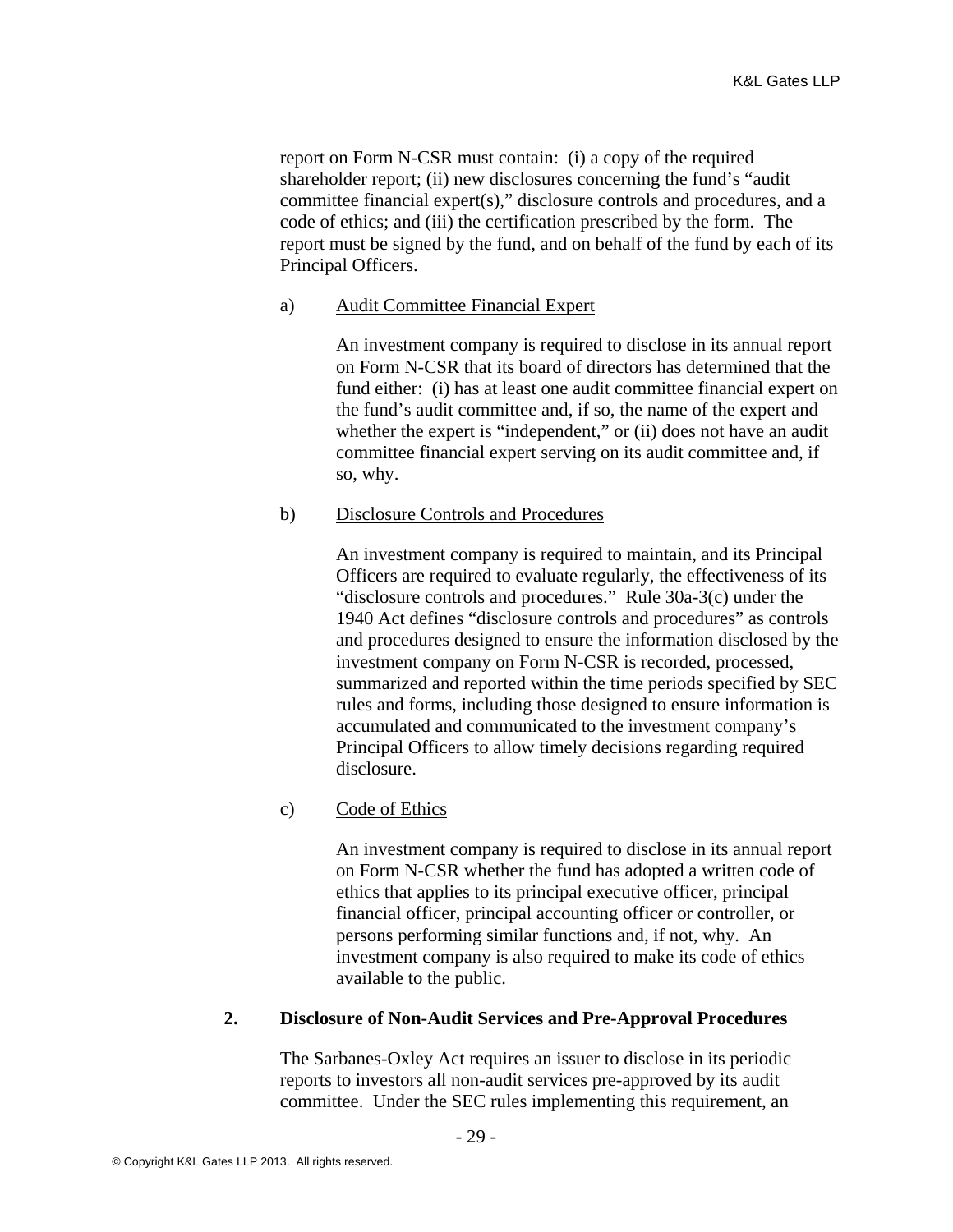report on Form N-CSR must contain: (i) a copy of the required shareholder report; (ii) new disclosures concerning the fund's "audit committee financial expert(s)," disclosure controls and procedures, and a code of ethics; and (iii) the certification prescribed by the form. The report must be signed by the fund, and on behalf of the fund by each of its Principal Officers.

a) Audit Committee Financial Expert

An investment company is required to disclose in its annual report on Form N-CSR that its board of directors has determined that the fund either: (i) has at least one audit committee financial expert on the fund's audit committee and, if so, the name of the expert and whether the expert is "independent," or (ii) does not have an audit committee financial expert serving on its audit committee and, if so, why.

b) Disclosure Controls and Procedures

An investment company is required to maintain, and its Principal Officers are required to evaluate regularly, the effectiveness of its "disclosure controls and procedures." Rule 30a-3(c) under the 1940 Act defines "disclosure controls and procedures" as controls and procedures designed to ensure the information disclosed by the investment company on Form N-CSR is recorded, processed, summarized and reported within the time periods specified by SEC rules and forms, including those designed to ensure information is accumulated and communicated to the investment company's Principal Officers to allow timely decisions regarding required disclosure.

c) Code of Ethics

An investment company is required to disclose in its annual report on Form N-CSR whether the fund has adopted a written code of ethics that applies to its principal executive officer, principal financial officer, principal accounting officer or controller, or persons performing similar functions and, if not, why. An investment company is also required to make its code of ethics available to the public.

### 2. Disclosure of Non-Audit Services and Pre-Approval Procedures

The Sarbanes-Oxley Act requires an issuer to disclose in its periodic reports to investors all non-audit services pre-approved by its audit committee. Under the SEC rules implementing this requirement, an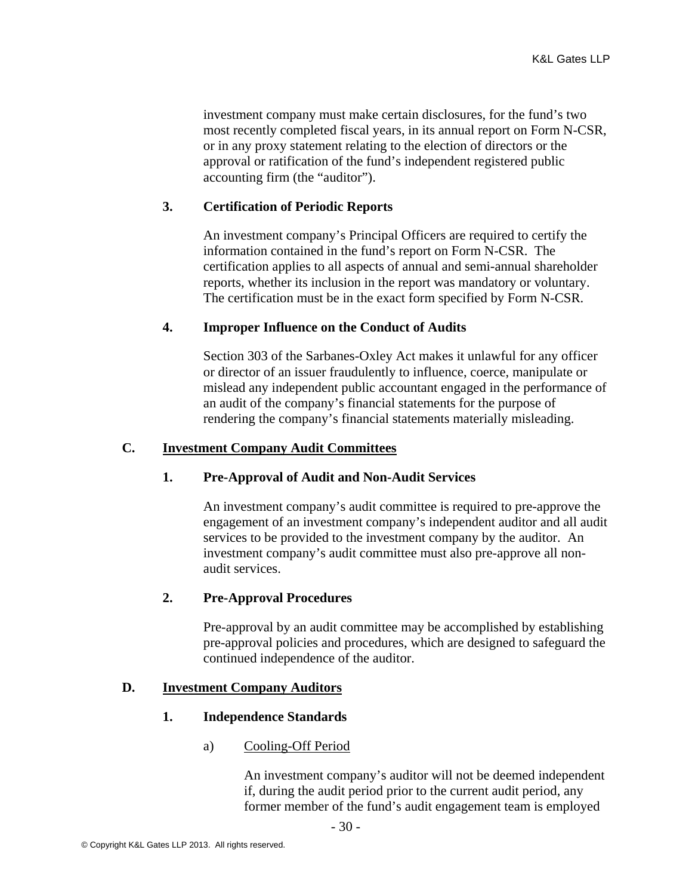investment company must make certain disclosures, for the fund's two most recently completed fiscal years, in its annual report on Form N-CSR, or in any proxy statement relating to the election of directors or the approval or ratification of the fund's independent registered public accounting firm (the "auditor").

### 3. Certification of Periodic Reports

An investment company's Principal Officers are required to certify the information contained in the fund's report on Form N-CSR. The certification applies to all aspects of annual and semi-annual shareholder reports, whether its inclusion in the report was mandatory or voluntary. The certification must be in the exact form specified by Form N-CSR.

### 4. Improper Influence on the Conduct of Audits

Section 303 of the Sarbanes-Oxley Act makes it unlawful for any officer or director of an issuer fraudulently to influence, coerce, manipulate or mislead any independent public accountant engaged in the performance of an audit of the company's financial statements for the purpose of rendering the company's financial statements materially misleading.

## C. Investment Company Audit Committees

### 1. Pre-Approval of Audit and Non-Audit Services

An investment company's audit committee is required to pre-approve the engagement of an investment company's independent auditor and all audit services to be provided to the investment company by the auditor. An investment company's audit committee must also pre-approve all non-audit services.

### 2. Pre-Approval Procedures

Pre-approval by an audit committee may be accomplished by establishing pre-approval policies and procedures, which are designed to safeguard the continued independence of the auditor.

## D. Investment Company Auditors

### 1. Independence Standards

#### a) Cooling-Off Period

An investment company's auditor will not be deemed independent if, during the audit period prior to the current audit period, any former member of the fund's audit engagement team is employed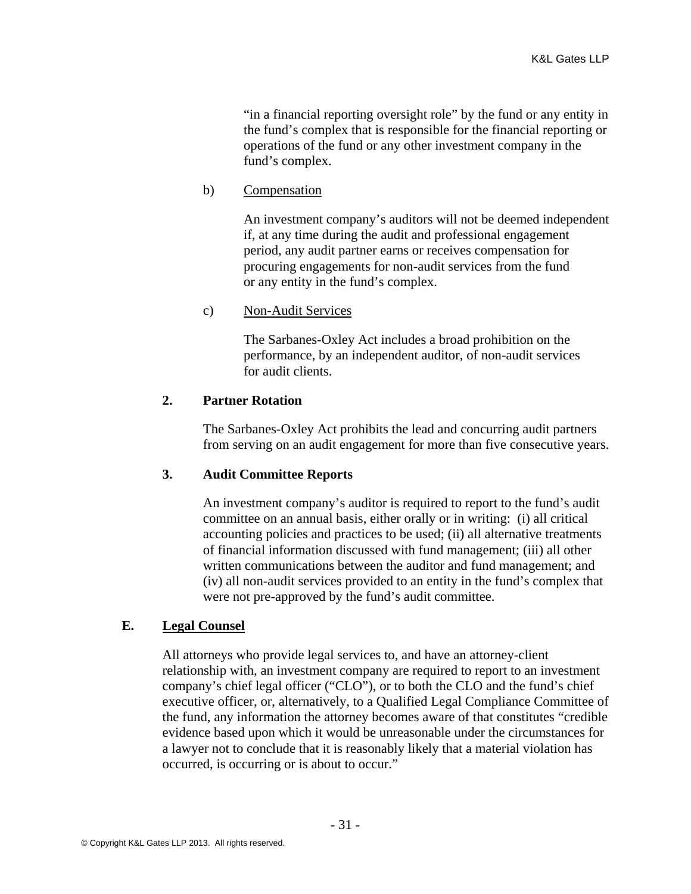"in a financial reporting oversight role" by the fund or any entity in the fund's complex that is responsible for the financial reporting or operations of the fund or any other investment company in the fund's complex.

b) Compensation

An investment company's auditors will not be deemed independent if, at any time during the audit and professional engagement period, any audit partner earns or receives compensation for procuring engagements for non-audit services from the fund or any entity in the fund's complex.

c) Non-Audit Services

The Sarbanes-Oxley Act includes a broad prohibition on the performance, by an independent auditor, of non-audit services for audit clients.

**2. Partner Rotation**

The Sarbanes-Oxley Act prohibits the lead and concurring audit partners from serving on an audit engagement for more than five consecutive years.

**3. Audit Committee Reports**

An investment company's auditor is required to report to the fund's audit committee on an annual basis, either orally or in writing: (i) all critical accounting policies and practices to be used; (ii) all alternative treatments of financial information discussed with fund management; (iii) all other written communications between the auditor and fund management; and (iv) all non-audit services provided to an entity in the fund's complex that were not pre-approved by the fund's audit committee.

## E. Legal Counsel

All attorneys who provide legal services to, and have an attorney-client relationship with, an investment company are required to report to an investment company's chief legal officer ("CLO"), or to both the CLO and the fund's chief executive officer, or, alternatively, to a Qualified Legal Compliance Committee of the fund, any information the attorney becomes aware of that constitutes "credible evidence based upon which it would be unreasonable under the circumstances for a lawyer not to conclude that it is reasonably likely that a material violation has occurred, is occurring or is about to occur."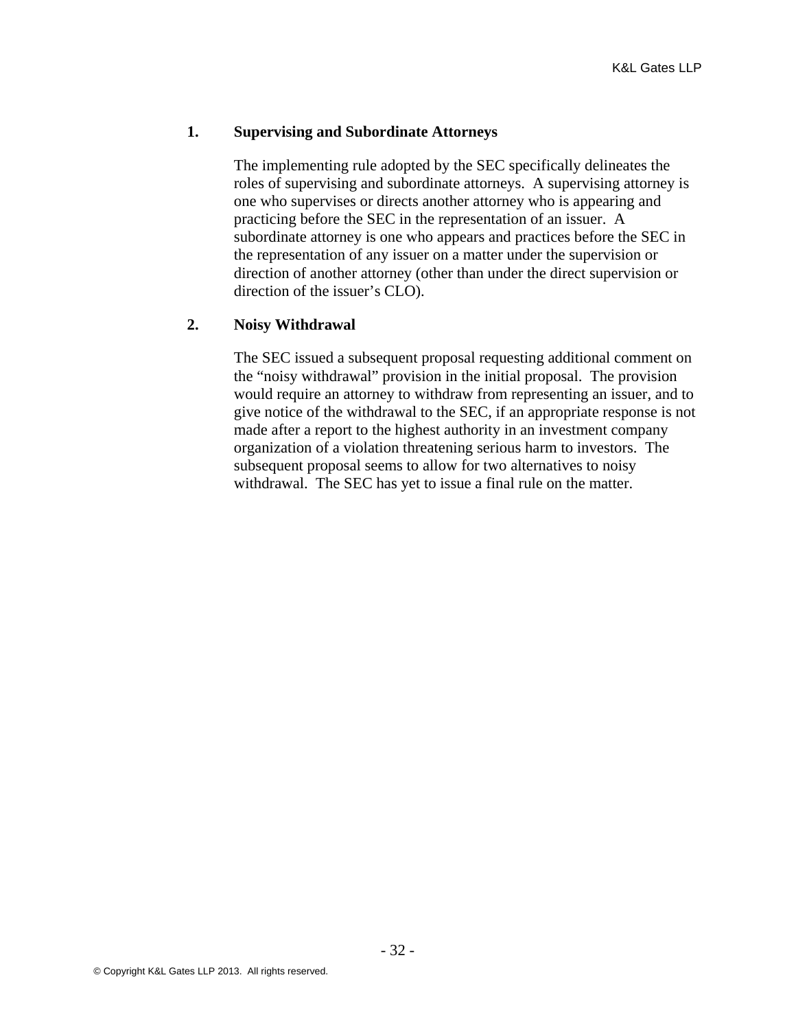### 1. Supervising and Subordinate Attorneys

The implementing rule adopted by the SEC specifically delineates the roles of supervising and subordinate attorneys. A supervising attorney is one who supervises or directs another attorney who is appearing and practicing before the SEC in the representation of an issuer. A subordinate attorney is one who appears and practices before the SEC in the representation of any issuer on a matter under the supervision or direction of another attorney (other than under the direct supervision or direction of the issuer's CLO).

### 2. Noisy Withdrawal

The SEC issued a subsequent proposal requesting additional comment on the "noisy withdrawal" provision in the initial proposal. The provision would require an attorney to withdraw from representing an issuer, and to give notice of the withdrawal to the SEC, if an appropriate response is not made after a report to the highest authority in an investment company organization of a violation threatening serious harm to investors. The subsequent proposal seems to allow for two alternatives to noisy withdrawal. The SEC has yet to issue a final rule on the matter.